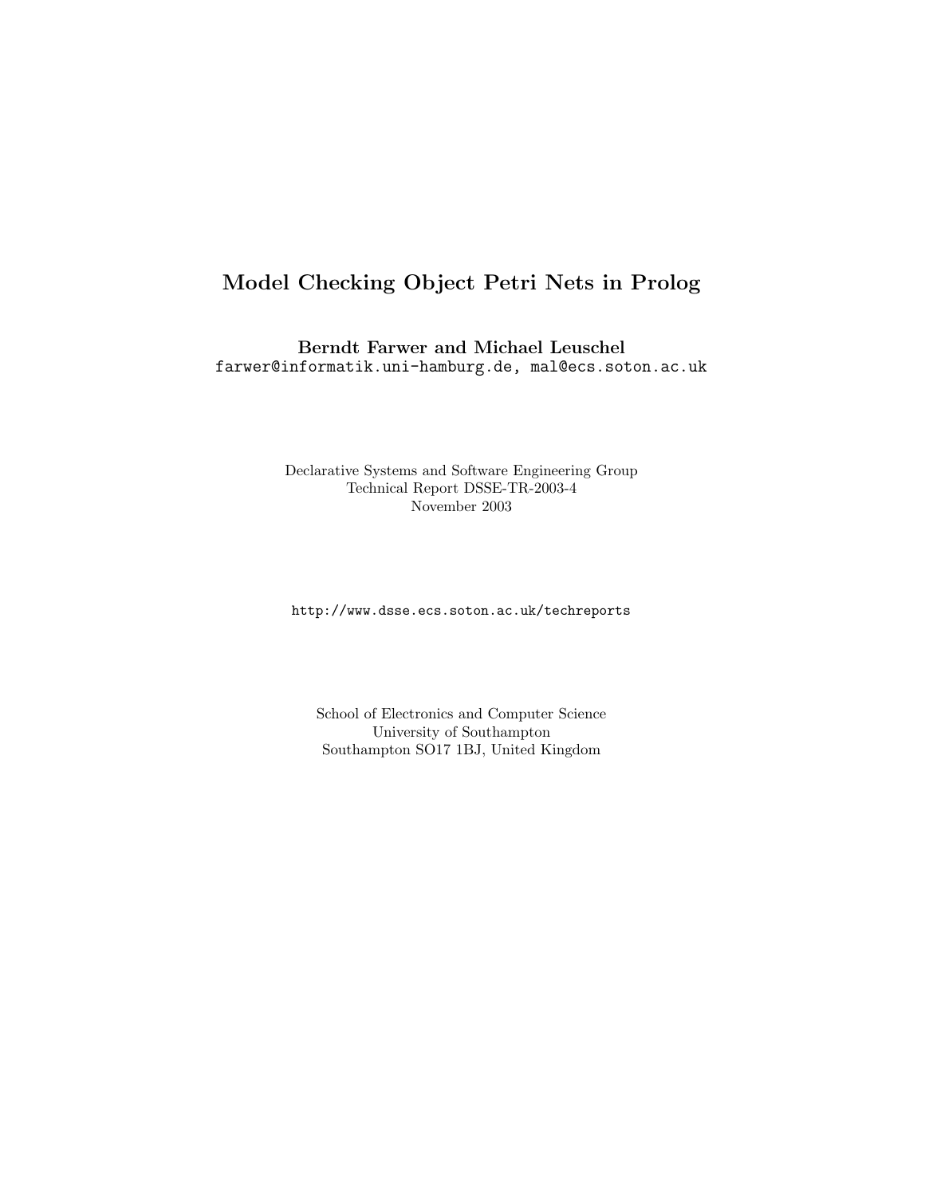# Model Checking Object Petri Nets in Prolog

**Berndt Farwer and Michael Leuschel**
`farwer@informatik.uni-hamburg.de, mal@ecs.soton.ac.uk`

Declarative Systems and Software Engineering Group
Technical Report DSSE-TR-2003-4
November 2003

`http://www.dsse.ecs.soton.ac.uk/techreports`

School of Electronics and Computer Science
University of Southampton
Southampton SO17 1BJ, United Kingdom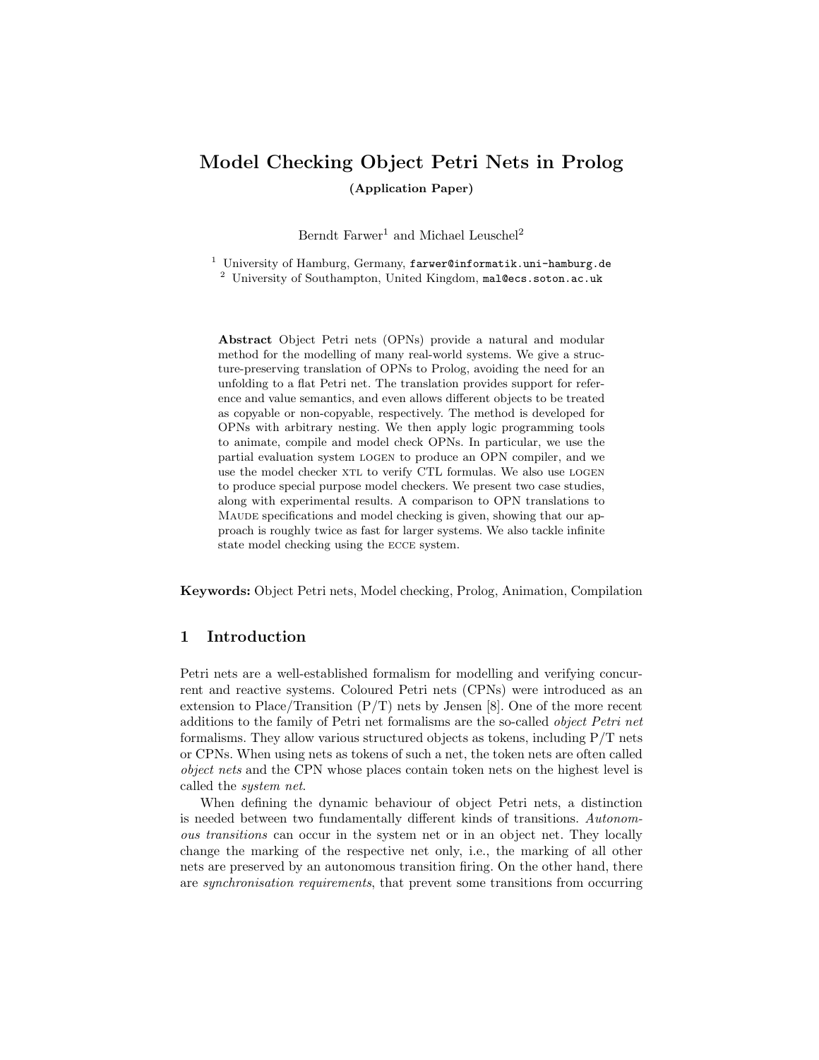# Model Checking Object Petri Nets in Prolog

**(Application Paper)**

Berndt Farwer[1] and Michael Leuschel[2]

[1] University of Hamburg, Germany, farwer@informatik.uni-hamburg.de
[2] University of Southampton, United Kingdom, mal@ecs.soton.ac.uk

**Abstract** Object Petri nets (OPNs) provide a natural and modular method for the modelling of many real-world systems. We give a structure-preserving translation of OPNs to Prolog, avoiding the need for an unfolding to a flat Petri net. The translation provides support for reference and value semantics, and even allows different objects to be treated as copyable or non-copyable, respectively. The method is developed for OPNs with arbitrary nesting. We then apply logic programming tools to animate, compile and model check OPNs. In particular, we use the partial evaluation system LOGEN to produce an OPN compiler, and we use the model checker XTL to verify CTL formulas. We also use LOGEN to produce special purpose model checkers. We present two case studies, along with experimental results. A comparison to OPN translations to MAUDE specifications and model checking is given, showing that our approach is roughly twice as fast for larger systems. We also tackle infinite state model checking using the ECCE system.

**Keywords:** Object Petri nets, Model checking, Prolog, Animation, Compilation

## 1 Introduction

Petri nets are a well-established formalism for modelling and verifying concurrent and reactive systems. Coloured Petri nets (CPNs) were introduced as an extension to Place/Transition (P/T) nets by Jensen [8]. One of the more recent additions to the family of Petri net formalisms are the so-called *object Petri net* formalisms. They allow various structured objects as tokens, including P/T nets or CPNs. When using nets as tokens of such a net, the token nets are often called *object nets* and the CPN whose places contain token nets on the highest level is called the *system net*.

When defining the dynamic behaviour of object Petri nets, a distinction is needed between two fundamentally different kinds of transitions. *Autonomous transitions* can occur in the system net or in an object net. They locally change the marking of the respective net only, i.e., the marking of all other nets are preserved by an autonomous transition firing. On the other hand, there are *synchronisation requirements*, that prevent some transitions from occurring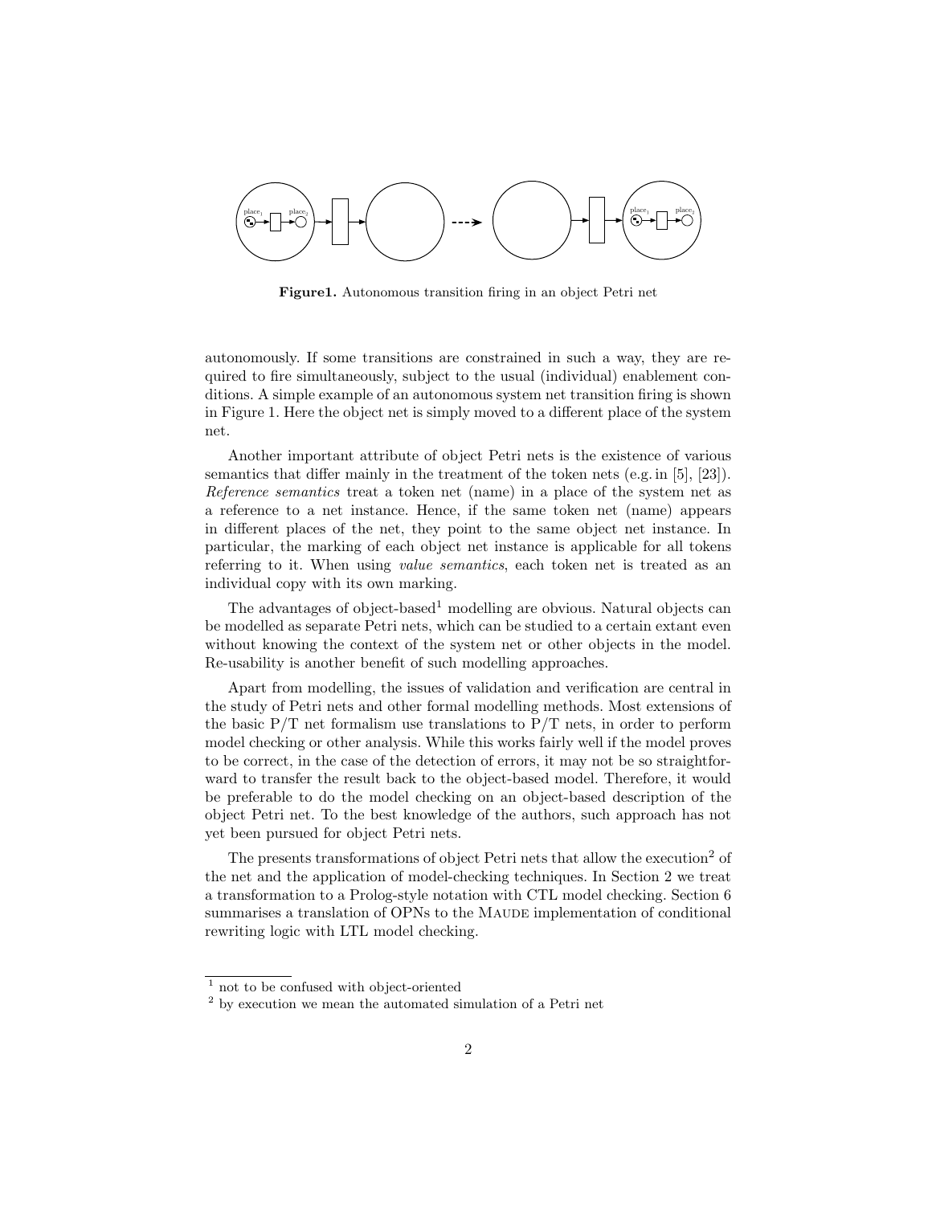**Figure1.** Autonomous transition firing in an object Petri net

autonomously. If some transitions are constrained in such a way, they are required to fire simultaneously, subject to the usual (individual) enablement conditions. A simple example of an autonomous system net transition firing is shown in Figure 1. Here the object net is simply moved to a different place of the system net.

Another important attribute of object Petri nets is the existence of various semantics that differ mainly in the treatment of the token nets (e.g. in [5], [23]). *Reference semantics* treat a token net (name) in a place of the system net as a reference to a net instance. Hence, if the same token net (name) appears in different places of the net, they point to the same object net instance. In particular, the marking of each object net instance is applicable for all tokens referring to it. When using *value semantics*, each token net is treated as an individual copy with its own marking.

The advantages of object-based[1] modelling are obvious. Natural objects can be modelled as separate Petri nets, which can be studied to a certain extant even without knowing the context of the system net or other objects in the model. Re-usability is another benefit of such modelling approaches.

Apart from modelling, the issues of validation and verification are central in the study of Petri nets and other formal modelling methods. Most extensions of the basic P/T net formalism use translations to P/T nets, in order to perform model checking or other analysis. While this works fairly well if the model proves to be correct, in the case of the detection of errors, it may not be so straightforward to transfer the result back to the object-based model. Therefore, it would be preferable to do the model checking on an object-based description of the object Petri net. To the best knowledge of the authors, such approach has not yet been pursued for object Petri nets.

The presents transformations of object Petri nets that allow the execution[2] of the net and the application of model-checking techniques. In Section 2 we treat a transformation to a Prolog-style notation with CTL model checking. Section 6 summarises a translation of OPNs to the MAUDE implementation of conditional rewriting logic with LTL model checking.

[1] not to be confused with object-oriented

[2] by execution we mean the automated simulation of a Petri net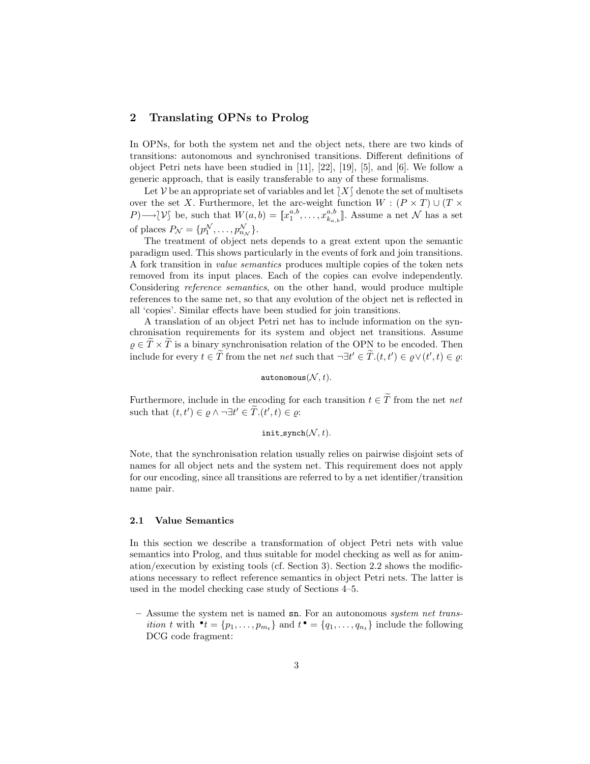## 2 Translating OPNs to Prolog

In OPNs, for both the system net and the object nets, there are two kinds of transitions: autonomous and synchronised transitions. Different definitions of object Petri nets have been studied in [11], [22], [19], [5], and [6]. We follow a generic approach, that is easily transferable to any of these formalisms.

Let $\mathcal{V}$ be an appropriate set of variables and let $\wr X \wr$ denote the set of multisets over the set $X$. Furthermore, let the arc-weight function $W : (P \times T) \cup (T \times P) \longrightarrow \wr \mathcal{V} \wr$ be, such that $W(a,b) = [\![x_1^{a,b}, \ldots, x_{k_{a,b}}^{a,b}]\!]$. Assume a net $\mathcal{N}$ has a set of places $P_{\mathcal{N}} = \{p_1^{\mathcal{N}}, \ldots, p_{n_{\mathcal{N}}}^{\mathcal{N}}\}$.

The treatment of object nets depends to a great extent upon the semantic paradigm used. This shows particularly in the events of fork and join transitions. A fork transition in *value semantics* produces multiple copies of the token nets removed from its input places. Each of the copies can evolve independently. Considering *reference semantics*, on the other hand, would produce multiple references to the same net, so that any evolution of the object net is reflected in all 'copies'. Similar effects have been studied for join transitions.

A translation of an object Petri net has to include information on the synchronisation requirements for its system and object net transitions. Assume $\varrho \in \widetilde{T} \times \widetilde{T}$ is a binary synchronisation relation of the OPN to be encoded. Then include for every $t \in \widetilde{T}$ from the net *net* such that $\neg \exists t' \in \widetilde{T}.(t,t') \in \varrho \vee (t',t) \in \varrho$:

$$\texttt{autonomous}(\mathcal{N}, t).$$

Furthermore, include in the encoding for each transition $t \in \widetilde{T}$ from the net *net* such that $(t,t') \in \varrho \wedge \neg \exists t' \in \widetilde{T}.(t',t) \in \varrho$:

$$\texttt{init\_synch}(\mathcal{N}, t).$$

Note, that the synchronisation relation usually relies on pairwise disjoint sets of names for all object nets and the system net. This requirement does not apply for our encoding, since all transitions are referred to by a net identifier/transition name pair.

### 2.1 Value Semantics

In this section we describe a transformation of object Petri nets with value semantics into Prolog, and thus suitable for model checking as well as for animation/execution by existing tools (cf. Section 3). Section 2.2 shows the modifications necessary to reflect reference semantics in object Petri nets. The latter is used in the model checking case study of Sections 4–5.

- Assume the system net is named sn. For an autonomous *system net transition* $t$ with ${}^\bullet t = \{p_1, \ldots, p_{m_t}\}$ and $t^\bullet = \{q_1, \ldots, q_{n_t}\}$ include the following DCG code fragment: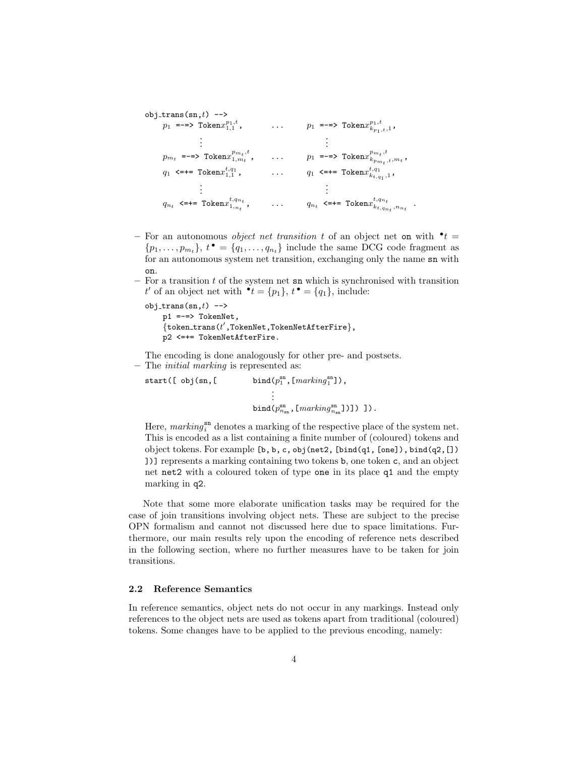```
obj_trans(sn,t) -->
    p1 =-=> Token x^{p1,t}_{1,1},        ...    p1 =-=> Token x^{p1,t}_{k_{p1,t},1},
        ⋮                                            ⋮
    p_{m_t} =-=> Token x^{p_{m_t},t}_{1,m_t},  ...  p1 =-=> Token x^{p_{m_t},t}_{k_{p_{m_t},t},m_t},
    q1 <=+= Token x^{t,q1}_{1,1},        ...    q1 <=+= Token x^{t,q1}_{k_{t,q1},1},
        ⋮                                            ⋮
    q_{n_t} <=+= Token x^{t,q_{n_t}}_{1,n_t},  ...  q_{n_t} <=+= Token x^{t,q_{n_t}}_{k_{t,q_{n_t}},n_{n_t}} .
```

- For an autonomous *object net transition* $t$ of an object net `on` with ${}^\bullet t = \{p_1, \ldots, p_{m_t}\}$, $t^\bullet = \{q_1, \ldots, q_{n_t}\}$ include the same DCG code fragment as for an autonomous system net transition, exchanging only the name `sn` with `on`.
- For a transition $t$ of the system net `sn` which is synchronised with transition $t'$ of an object net with ${}^\bullet t = \{p_1\}$, $t^\bullet = \{q_1\}$, include:

```
obj_trans(sn,t) -->
    p1 =-=> TokenNet,
    {token_trans(t',TokenNet,TokenNetAfterFire},
    p2 <=+= TokenNetAfterFire.
```

  The encoding is done analogously for other pre- and postsets.
- The *initial marking* is represented as:

```
start([ obj(sn,[        bind(p^sn_1,[marking^sn_1]),
                            ⋮
                        bind(p^sn_{n_sn},[marking^sn_{n_sn}])]) ]).
```

  Here, $marking^{\mathtt{sn}}_i$ denotes a marking of the respective place of the system net. This is encoded as a list containing a finite number of (coloured) tokens and object tokens. For example `[b, b, c, obj(net2, [bind(q1, [one]), bind(q2,[]) ])]` represents a marking containing two tokens `b`, one token `c`, and an object net `net2` with a coloured token of type `one` in its place `q1` and the empty marking in `q2`.

Note that some more elaborate unification tasks may be required for the case of join transitions involving object nets. These are subject to the precise OPN formalism and cannot not discussed here due to space limitations. Furthermore, our main results rely upon the encoding of reference nets described in the following section, where no further measures have to be taken for join transitions.

### 2.2 Reference Semantics

In reference semantics, object nets do not occur in any markings. Instead only references to the object nets are used as tokens apart from traditional (coloured) tokens. Some changes have to be applied to the previous encoding, namely: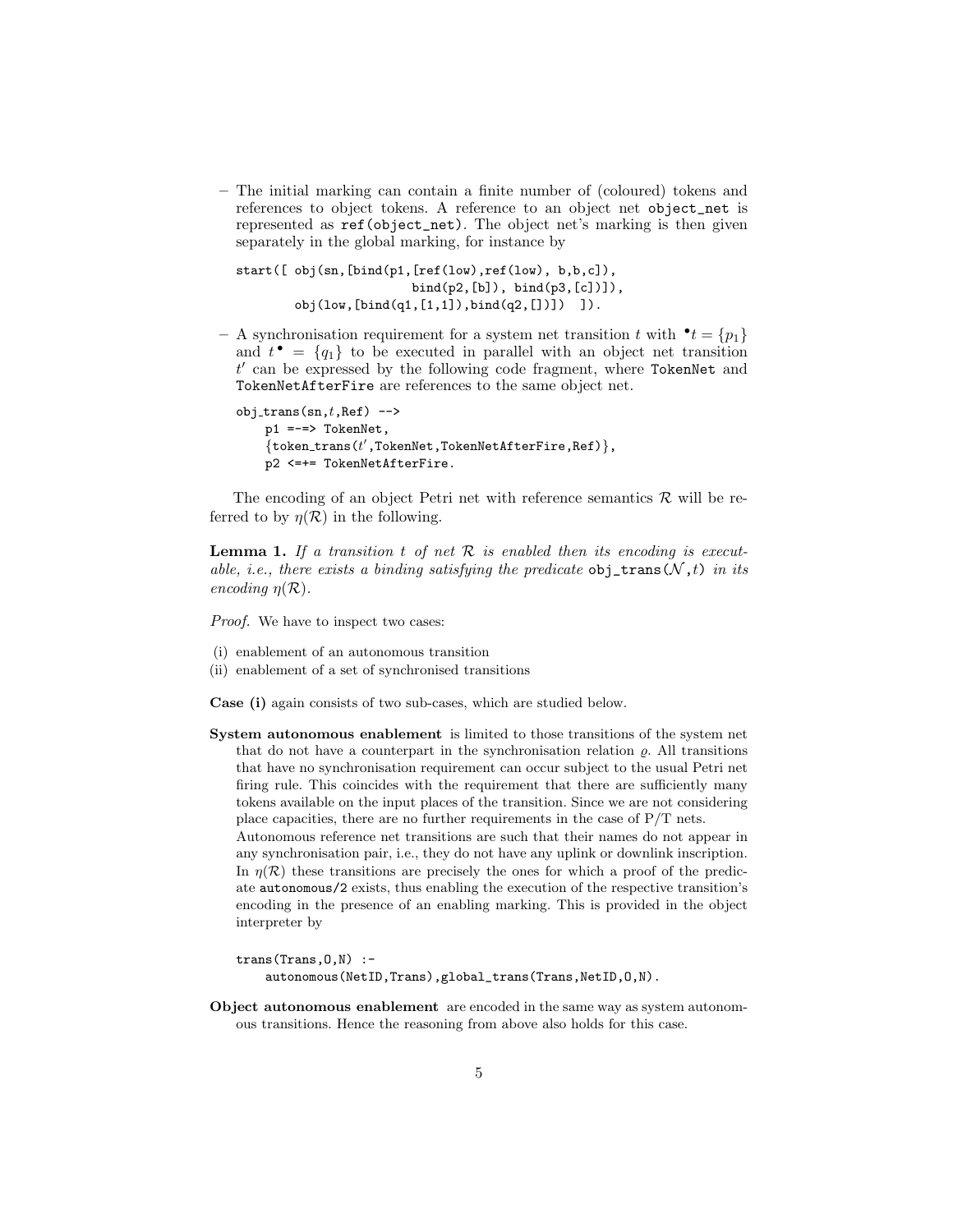- The initial marking can contain a finite number of (coloured) tokens and references to object tokens. A reference to an object net `object_net` is represented as `ref(object_net)`. The object net's marking is then given separately in the global marking, for instance by

```
start([ obj(sn,[bind(p1,[ref(low),ref(low), b,b,c]),
                bind(p2,[b]), bind(p3,[c])]),
        obj(low,[bind(q1,[1,1]),bind(q2,[])])  ]).
```

- A synchronisation requirement for a system net transition $t$ with ${}^\bullet t = \{p_1\}$ and $t^\bullet = \{q_1\}$ to be executed in parallel with an object net transition $t'$ can be expressed by the following code fragment, where `TokenNet` and `TokenNetAfterFire` are references to the same object net.

```
obj_trans(sn,t,Ref) -->
    p1 =-=> TokenNet,
    {token_trans(t',TokenNet,TokenNetAfterFire,Ref)},
    p2 <=+= TokenNetAfterFire.
```

The encoding of an object Petri net with reference semantics $\mathcal{R}$ will be referred to by $\eta(\mathcal{R})$ in the following.

**Lemma 1.** *If a transition $t$ of net $\mathcal{R}$ is enabled then its encoding is executable, i.e., there exists a binding satisfying the predicate* `obj_trans(`$\mathcal{N}$`,`$t$`)` *in its encoding $\eta(\mathcal{R})$.*

*Proof.* We have to inspect two cases:

(i) enablement of an autonomous transition
(ii) enablement of a set of synchronised transitions

**Case (i)** again consists of two sub-cases, which are studied below.

**System autonomous enablement** is limited to those transitions of the system net that do not have a counterpart in the synchronisation relation $\varrho$. All transitions that have no synchronisation requirement can occur subject to the usual Petri net firing rule. This coincides with the requirement that there are sufficiently many tokens available on the input places of the transition. Since we are not considering place capacities, there are no further requirements in the case of P/T nets. Autonomous reference net transitions are such that their names do not appear in any synchronisation pair, i.e., they do not have any uplink or downlink inscription. In $\eta(\mathcal{R})$ these transitions are precisely the ones for which a proof of the predicate `autonomous/2` exists, thus enabling the execution of the respective transition's encoding in the presence of an enabling marking. This is provided in the object interpreter by

```
trans(Trans,O,N) :-
    autonomous(NetID,Trans),global_trans(Trans,NetID,O,N).
```

**Object autonomous enablement** are encoded in the same way as system autonomous transitions. Hence the reasoning from above also holds for this case.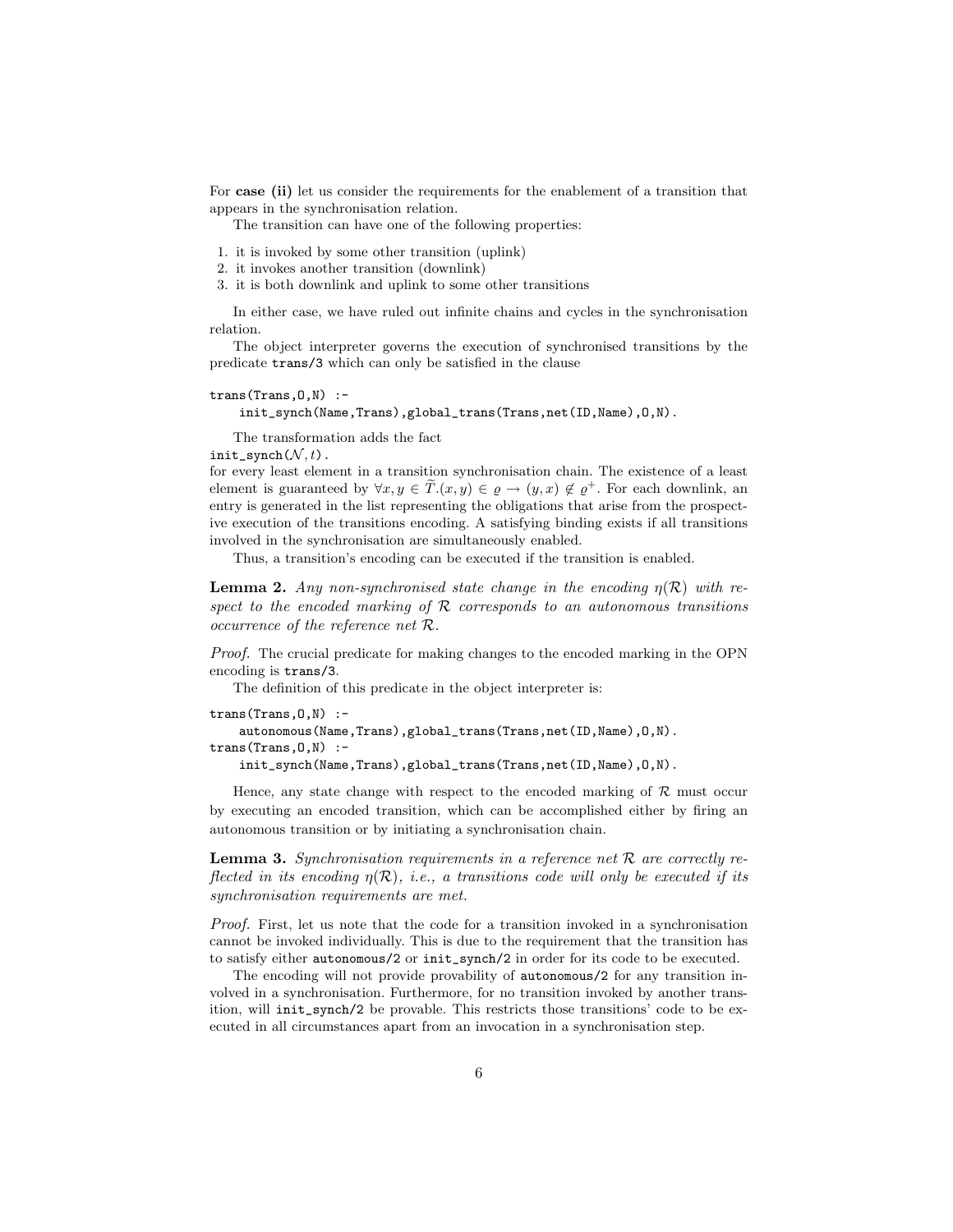For **case (ii)** let us consider the requirements for the enablement of a transition that appears in the synchronisation relation.

The transition can have one of the following properties:

1. it is invoked by some other transition (uplink)
2. it invokes another transition (downlink)
3. it is both downlink and uplink to some other transitions

In either case, we have ruled out infinite chains and cycles in the synchronisation relation.

The object interpreter governs the execution of synchronised transitions by the predicate `trans/3` which can only be satisfied in the clause

```
trans(Trans,O,N) :-
    init_synch(Name,Trans),global_trans(Trans,net(ID,Name),O,N).
```

The transformation adds the fact
`init_synch`$(\mathcal{N}, t)$.
for every least element in a transition synchronisation chain. The existence of a least element is guaranteed by $\forall x, y \in \widetilde{T}.(x,y) \in \varrho \rightarrow (y,x) \notin \varrho^{+}$. For each downlink, an entry is generated in the list representing the obligations that arise from the prospective execution of the transitions encoding. A satisfying binding exists if all transitions involved in the synchronisation are simultaneously enabled.

Thus, a transition's encoding can be executed if the transition is enabled.

**Lemma 2.** *Any non-synchronised state change in the encoding $\eta(\mathcal{R})$ with respect to the encoded marking of $\mathcal{R}$ corresponds to an autonomous transitions occurrence of the reference net $\mathcal{R}$.*

*Proof.* The crucial predicate for making changes to the encoded marking in the OPN encoding is `trans/3`.

The definition of this predicate in the object interpreter is:

```
trans(Trans,O,N) :-
    autonomous(Name,Trans),global_trans(Trans,net(ID,Name),O,N).
trans(Trans,O,N) :-
    init_synch(Name,Trans),global_trans(Trans,net(ID,Name),O,N).
```

Hence, any state change with respect to the encoded marking of $\mathcal{R}$ must occur by executing an encoded transition, which can be accomplished either by firing an autonomous transition or by initiating a synchronisation chain.

**Lemma 3.** *Synchronisation requirements in a reference net $\mathcal{R}$ are correctly reflected in its encoding $\eta(\mathcal{R})$, i.e., a transitions code will only be executed if its synchronisation requirements are met.*

*Proof.* First, let us note that the code for a transition invoked in a synchronisation cannot be invoked individually. This is due to the requirement that the transition has to satisfy either `autonomous/2` or `init_synch/2` in order for its code to be executed.

The encoding will not provide provability of `autonomous/2` for any transition involved in a synchronisation. Furthermore, for no transition invoked by another transition, will `init_synch/2` be provable. This restricts those transitions' code to be executed in all circumstances apart from an invocation in a synchronisation step.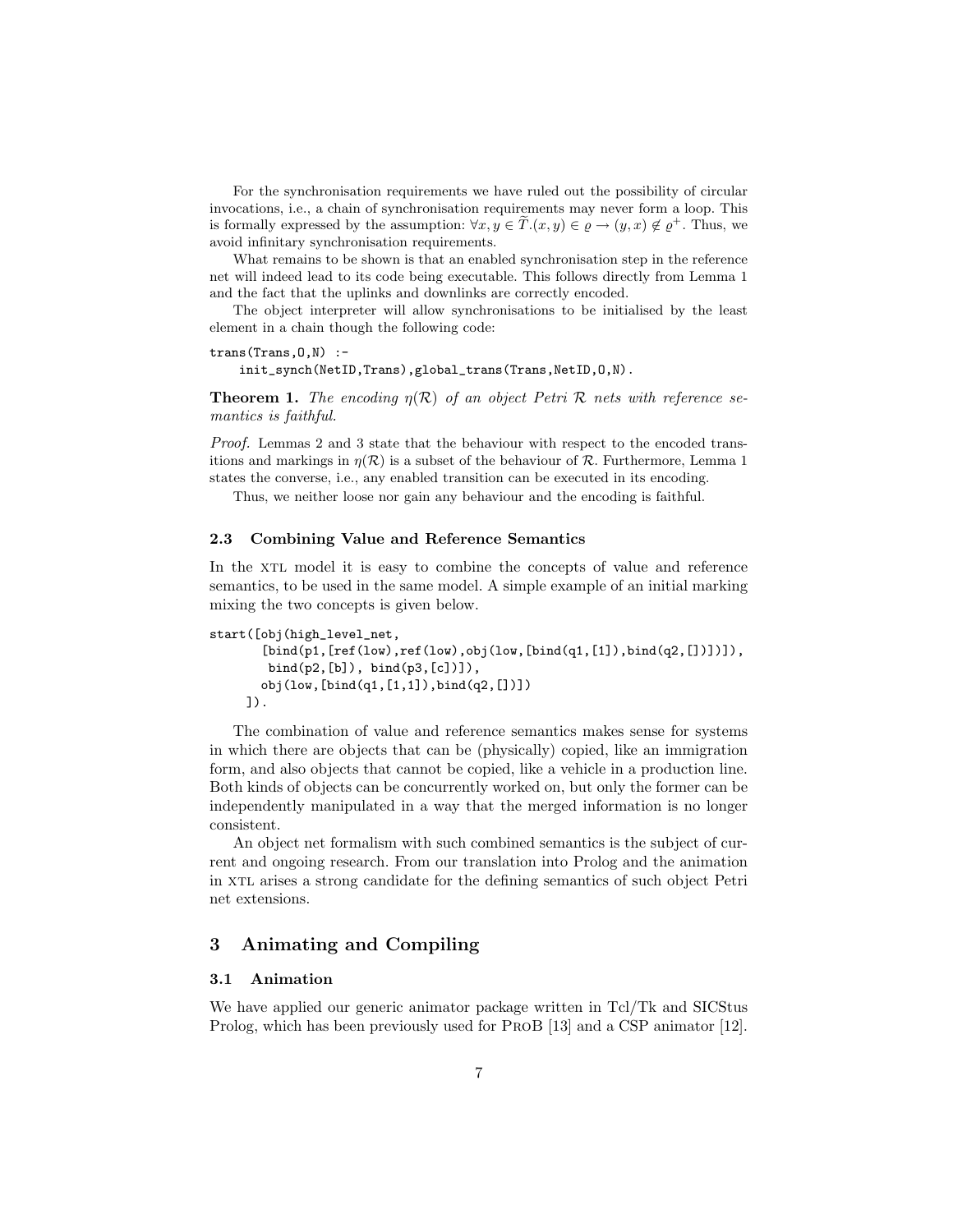For the synchronisation requirements we have ruled out the possibility of circular invocations, i.e., a chain of synchronisation requirements may never form a loop. This is formally expressed by the assumption: $\forall x, y \in \widetilde{T}.(x, y) \in \varrho \rightarrow (y, x) \notin \varrho^+$. Thus, we avoid infinitary synchronisation requirements.

What remains to be shown is that an enabled synchronisation step in the reference net will indeed lead to its code being executable. This follows directly from Lemma 1 and the fact that the uplinks and downlinks are correctly encoded.

The object interpreter will allow synchronisations to be initialised by the least element in a chain though the following code:

```
trans(Trans,O,N) :-
    init_synch(NetID,Trans),global_trans(Trans,NetID,O,N).
```

**Theorem 1.** *The encoding $\eta(\mathcal{R})$ of an object Petri $\mathcal{R}$ nets with reference semantics is faithful.*

*Proof.* Lemmas 2 and 3 state that the behaviour with respect to the encoded transitions and markings in $\eta(\mathcal{R})$ is a subset of the behaviour of $\mathcal{R}$. Furthermore, Lemma 1 states the converse, i.e., any enabled transition can be executed in its encoding.

Thus, we neither loose nor gain any behaviour and the encoding is faithful.

### 2.3 Combining Value and Reference Semantics

In the XTL model it is easy to combine the concepts of value and reference semantics, to be used in the same model. A simple example of an initial marking mixing the two concepts is given below.

```
start([obj(high_level_net,
       [bind(p1,[ref(low),ref(low),obj(low,[bind(q1,[1]),bind(q2,[])])]),
        bind(p2,[b]), bind(p3,[c])]),
       obj(low,[bind(q1,[1,1]),bind(q2,[])])
     ]).
```

The combination of value and reference semantics makes sense for systems in which there are objects that can be (physically) copied, like an immigration form, and also objects that cannot be copied, like a vehicle in a production line. Both kinds of objects can be concurrently worked on, but only the former can be independently manipulated in a way that the merged information is no longer consistent.

An object net formalism with such combined semantics is the subject of current and ongoing research. From our translation into Prolog and the animation in XTL arises a strong candidate for the defining semantics of such object Petri net extensions.

## 3 Animating and Compiling

### 3.1 Animation

We have applied our generic animator package written in Tcl/Tk and SICStus Prolog, which has been previously used for ProB [13] and a CSP animator [12].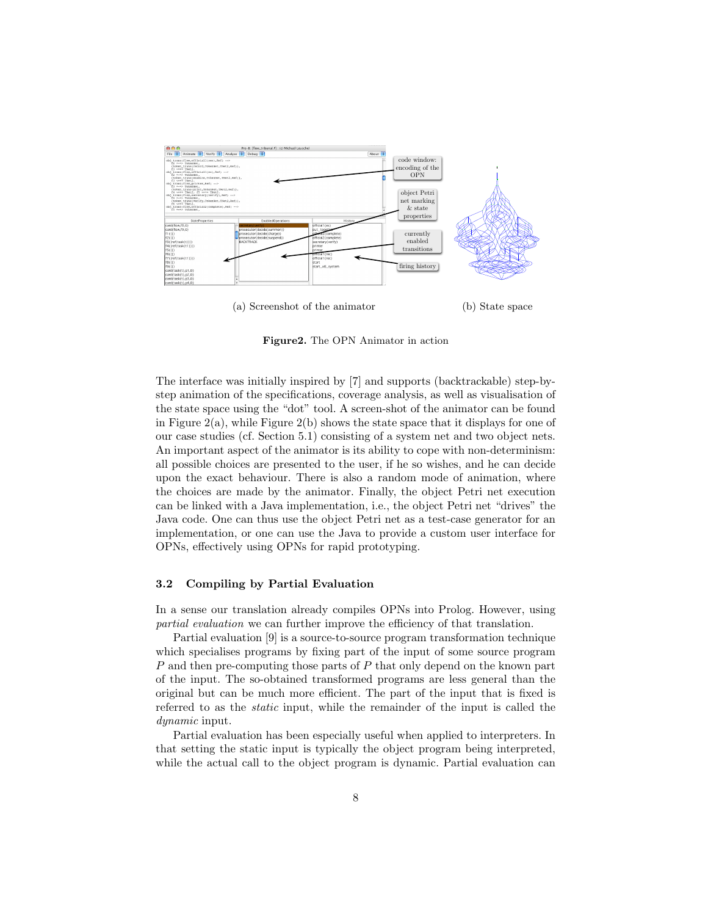(a) Screenshot of the animator

(b) State space

**Figure2.** The OPN Animator in action

The interface was initially inspired by [7] and supports (backtrackable) step-by-step animation of the specifications, coverage analysis, as well as visualisation of the state space using the "dot" tool. A screen-shot of the animator can be found in Figure 2(a), while Figure 2(b) shows the state space that it displays for one of our case studies (cf. Section 5.1) consisting of a system net and two object nets. An important aspect of the animator is its ability to cope with non-determinism: all possible choices are presented to the user, if he so wishes, and he can decide upon the exact behaviour. There is also a random mode of animation, where the choices are made by the animator. Finally, the object Petri net execution can be linked with a Java implementation, i.e., the object Petri net "drives" the Java code. One can thus use the object Petri net as a test-case generator for an implementation, or one can use the Java to provide a custom user interface for OPNs, effectively using OPNs for rapid prototyping.

### 3.2 Compiling by Partial Evaluation

In a sense our translation already compiles OPNs into Prolog. However, using *partial evaluation* we can further improve the efficiency of that translation.

Partial evaluation [9] is a source-to-source program transformation technique which specialises programs by fixing part of the input of some source program $P$ and then pre-computing those parts of $P$ that only depend on the known part of the input. The so-obtained transformed programs are less general than the original but can be much more efficient. The part of the input that is fixed is referred to as the *static* input, while the remainder of the input is called the *dynamic* input.

Partial evaluation has been especially useful when applied to interpreters. In that setting the static input is typically the object program being interpreted, while the actual call to the object program is dynamic. Partial evaluation can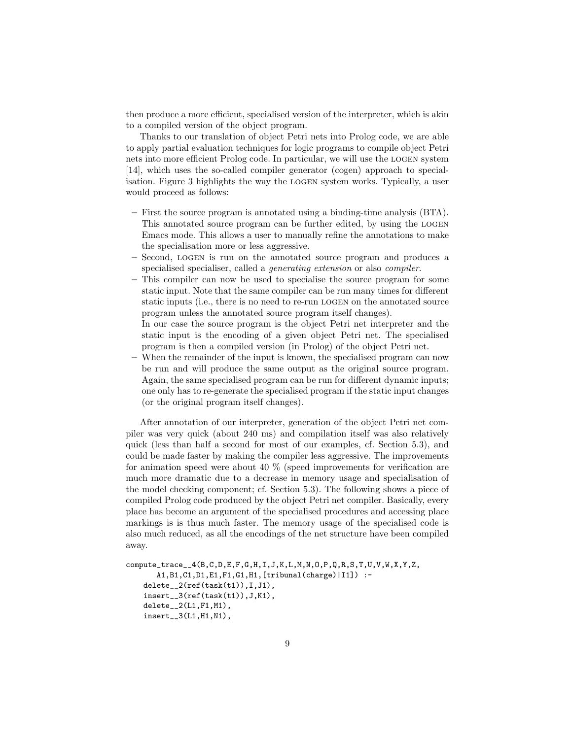then produce a more efficient, specialised version of the interpreter, which is akin to a compiled version of the object program.

Thanks to our translation of object Petri nets into Prolog code, we are able to apply partial evaluation techniques for logic programs to compile object Petri nets into more efficient Prolog code. In particular, we will use the LOGEN system [14], which uses the so-called compiler generator (cogen) approach to specialisation. Figure 3 highlights the way the LOGEN system works. Typically, a user would proceed as follows:

- First the source program is annotated using a binding-time analysis (BTA). This annotated source program can be further edited, by using the LOGEN Emacs mode. This allows a user to manually refine the annotations to make the specialisation more or less aggressive.
- Second, LOGEN is run on the annotated source program and produces a specialised specialiser, called a *generating extension* or also *compiler*.
- This compiler can now be used to specialise the source program for some static input. Note that the same compiler can be run many times for different static inputs (i.e., there is no need to re-run LOGEN on the annotated source program unless the annotated source program itself changes).
  In our case the source program is the object Petri net interpreter and the static input is the encoding of a given object Petri net. The specialised program is then a compiled version (in Prolog) of the object Petri net.
- When the remainder of the input is known, the specialised program can now be run and will produce the same output as the original source program. Again, the same specialised program can be run for different dynamic inputs; one only has to re-generate the specialised program if the static input changes (or the original program itself changes).

After annotation of our interpreter, generation of the object Petri net compiler was very quick (about 240 ms) and compilation itself was also relatively quick (less than half a second for most of our examples, cf. Section 5.3), and could be made faster by making the compiler less aggressive. The improvements for animation speed were about 40 % (speed improvements for verification are much more dramatic due to a decrease in memory usage and specialisation of the model checking component; cf. Section 5.3). The following shows a piece of compiled Prolog code produced by the object Petri net compiler. Basically, every place has become an argument of the specialised procedures and accessing place markings is is thus much faster. The memory usage of the specialised code is also much reduced, as all the encodings of the net structure have been compiled away.

```
compute_trace__4(B,C,D,E,F,G,H,I,J,K,L,M,N,O,P,Q,R,S,T,U,V,W,X,Y,Z,
       A1,B1,C1,D1,E1,F1,G1,H1,[tribunal(charge)|I1]) :-
    delete__2(ref(task(t1)),I,J1),
    insert__3(ref(task(t1)),J,K1),
    delete__2(L1,F1,M1),
    insert__3(L1,H1,N1),
```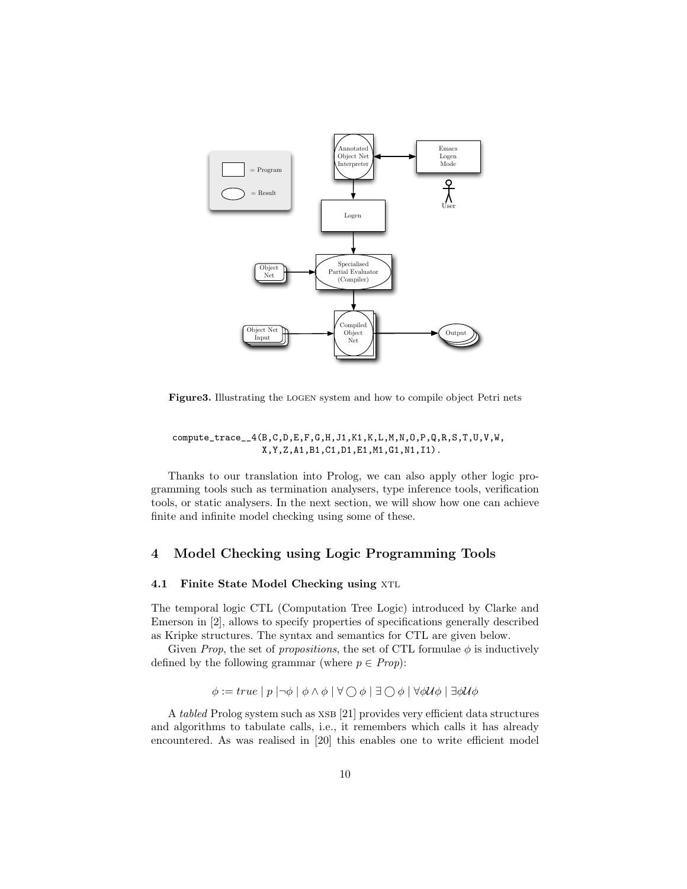**Figure3.** Illustrating the LOGEN system and how to compile object Petri nets

```
compute_trace__4(B,C,D,E,F,G,H,J1,K1,K,L,M,N,O,P,Q,R,S,T,U,V,W,
                 X,Y,Z,A1,B1,C1,D1,E1,M1,G1,N1,I1).
```

Thanks to our translation into Prolog, we can also apply other logic programming tools such as termination analysers, type inference tools, verification tools, or static analysers. In the next section, we will show how one can achieve finite and infinite model checking using some of these.

## 4 Model Checking using Logic Programming Tools

### 4.1 Finite State Model Checking using XTL

The temporal logic CTL (Computation Tree Logic) introduced by Clarke and Emerson in [2], allows to specify properties of specifications generally described as Kripke structures. The syntax and semantics for CTL are given below.

Given *Prop*, the set of *propositions*, the set of CTL formulae $\phi$ is inductively defined by the following grammar (where $p \in Prop$):

$$\phi := true \mid p \mid \neg\phi \mid \phi \wedge \phi \mid \forall \bigcirc \phi \mid \exists \bigcirc \phi \mid \forall \phi \mathcal{U} \phi \mid \exists \phi \mathcal{U} \phi$$

A *tabled* Prolog system such as XSB [21] provides very efficient data structures and algorithms to tabulate calls, i.e., it remembers which calls it has already encountered. As was realised in [20] this enables one to write efficient model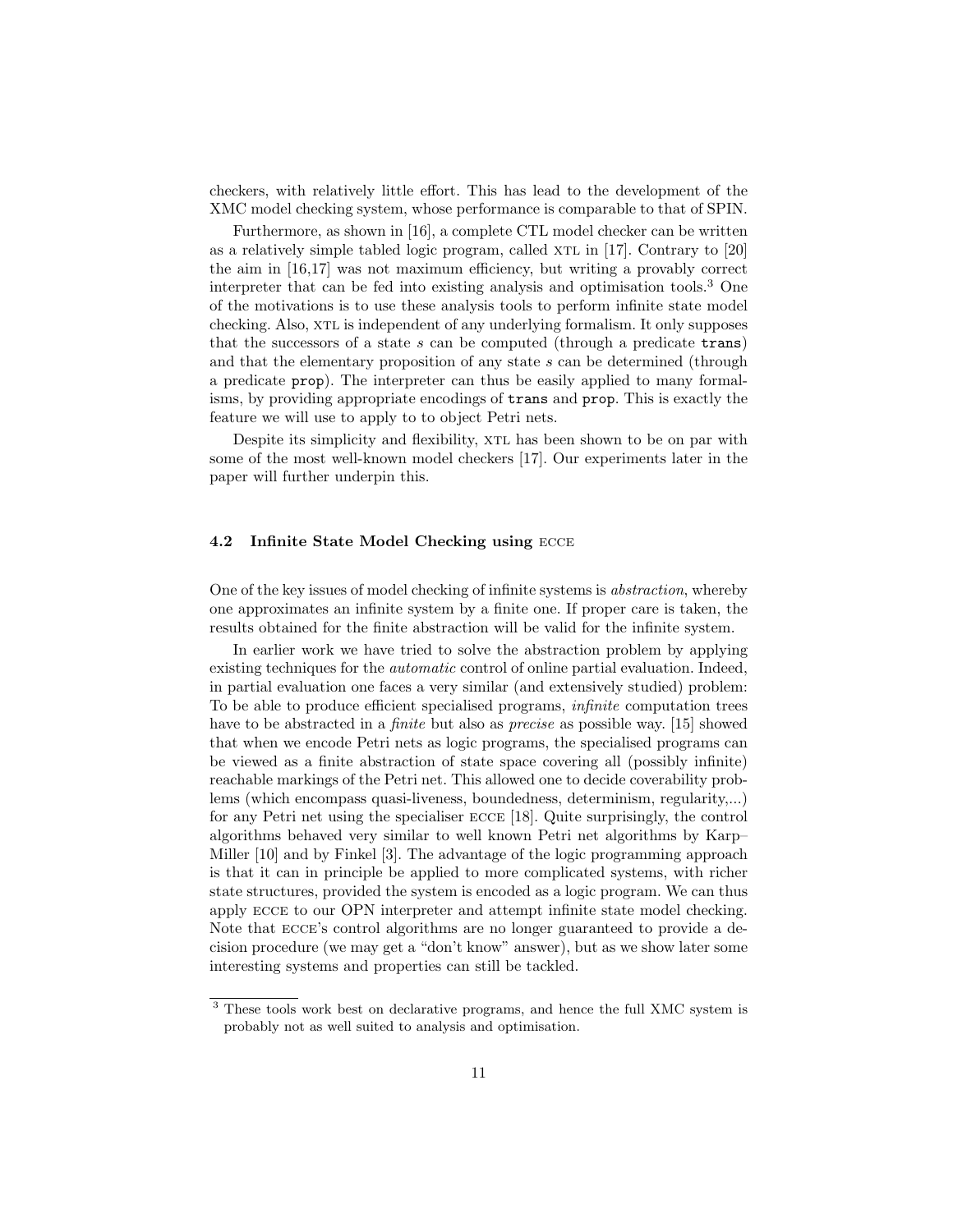checkers, with relatively little effort. This has lead to the development of the XMC model checking system, whose performance is comparable to that of SPIN.

Furthermore, as shown in [16], a complete CTL model checker can be written as a relatively simple tabled logic program, called XTL in [17]. Contrary to [20] the aim in [16,17] was not maximum efficiency, but writing a provably correct interpreter that can be fed into existing analysis and optimisation tools.[3] One of the motivations is to use these analysis tools to perform infinite state model checking. Also, XTL is independent of any underlying formalism. It only supposes that the successors of a state $s$ can be computed (through a predicate `trans`) and that the elementary proposition of any state $s$ can be determined (through a predicate `prop`). The interpreter can thus be easily applied to many formalisms, by providing appropriate encodings of `trans` and `prop`. This is exactly the feature we will use to apply to to object Petri nets.

Despite its simplicity and flexibility, XTL has been shown to be on par with some of the most well-known model checkers [17]. Our experiments later in the paper will further underpin this.

### 4.2 Infinite State Model Checking using ECCE

One of the key issues of model checking of infinite systems is *abstraction*, whereby one approximates an infinite system by a finite one. If proper care is taken, the results obtained for the finite abstraction will be valid for the infinite system.

In earlier work we have tried to solve the abstraction problem by applying existing techniques for the *automatic* control of online partial evaluation. Indeed, in partial evaluation one faces a very similar (and extensively studied) problem: To be able to produce efficient specialised programs, *infinite* computation trees have to be abstracted in a *finite* but also as *precise* as possible way. [15] showed that when we encode Petri nets as logic programs, the specialised programs can be viewed as a finite abstraction of state space covering all (possibly infinite) reachable markings of the Petri net. This allowed one to decide coverability problems (which encompass quasi-liveness, boundedness, determinism, regularity,...) for any Petri net using the specialiser ECCE [18]. Quite surprisingly, the control algorithms behaved very similar to well known Petri net algorithms by Karp–Miller [10] and by Finkel [3]. The advantage of the logic programming approach is that it can in principle be applied to more complicated systems, with richer state structures, provided the system is encoded as a logic program. We can thus apply ECCE to our OPN interpreter and attempt infinite state model checking. Note that ECCE's control algorithms are no longer guaranteed to provide a decision procedure (we may get a "don't know" answer), but as we show later some interesting systems and properties can still be tackled.

[3] These tools work best on declarative programs, and hence the full XMC system is probably not as well suited to analysis and optimisation.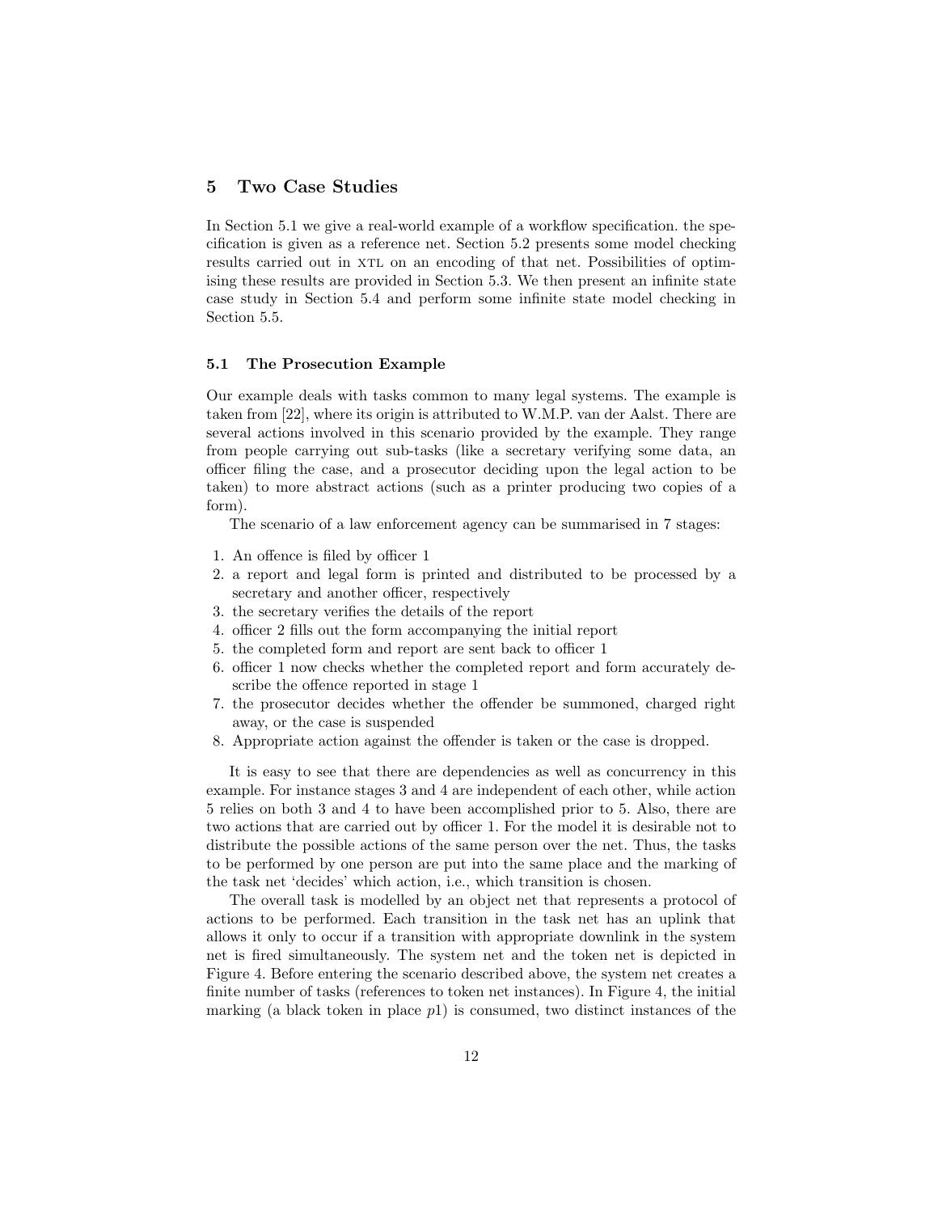## 5 Two Case Studies

In Section 5.1 we give a real-world example of a workflow specification. the specification is given as a reference net. Section 5.2 presents some model checking results carried out in XTL on an encoding of that net. Possibilities of optimising these results are provided in Section 5.3. We then present an infinite state case study in Section 5.4 and perform some infinite state model checking in Section 5.5.

### 5.1 The Prosecution Example

Our example deals with tasks common to many legal systems. The example is taken from [22], where its origin is attributed to W.M.P. van der Aalst. There are several actions involved in this scenario provided by the example. They range from people carrying out sub-tasks (like a secretary verifying some data, an officer filing the case, and a prosecutor deciding upon the legal action to be taken) to more abstract actions (such as a printer producing two copies of a form).

The scenario of a law enforcement agency can be summarised in 7 stages:

1. An offence is filed by officer 1
2. a report and legal form is printed and distributed to be processed by a secretary and another officer, respectively
3. the secretary verifies the details of the report
4. officer 2 fills out the form accompanying the initial report
5. the completed form and report are sent back to officer 1
6. officer 1 now checks whether the completed report and form accurately describe the offence reported in stage 1
7. the prosecutor decides whether the offender be summoned, charged right away, or the case is suspended
8. Appropriate action against the offender is taken or the case is dropped.

It is easy to see that there are dependencies as well as concurrency in this example. For instance stages 3 and 4 are independent of each other, while action 5 relies on both 3 and 4 to have been accomplished prior to 5. Also, there are two actions that are carried out by officer 1. For the model it is desirable not to distribute the possible actions of the same person over the net. Thus, the tasks to be performed by one person are put into the same place and the marking of the task net 'decides' which action, i.e., which transition is chosen.

The overall task is modelled by an object net that represents a protocol of actions to be performed. Each transition in the task net has an uplink that allows it only to occur if a transition with appropriate downlink in the system net is fired simultaneously. The system net and the token net is depicted in Figure 4. Before entering the scenario described above, the system net creates a finite number of tasks (references to token net instances). In Figure 4, the initial marking (a black token in place $p1$) is consumed, two distinct instances of the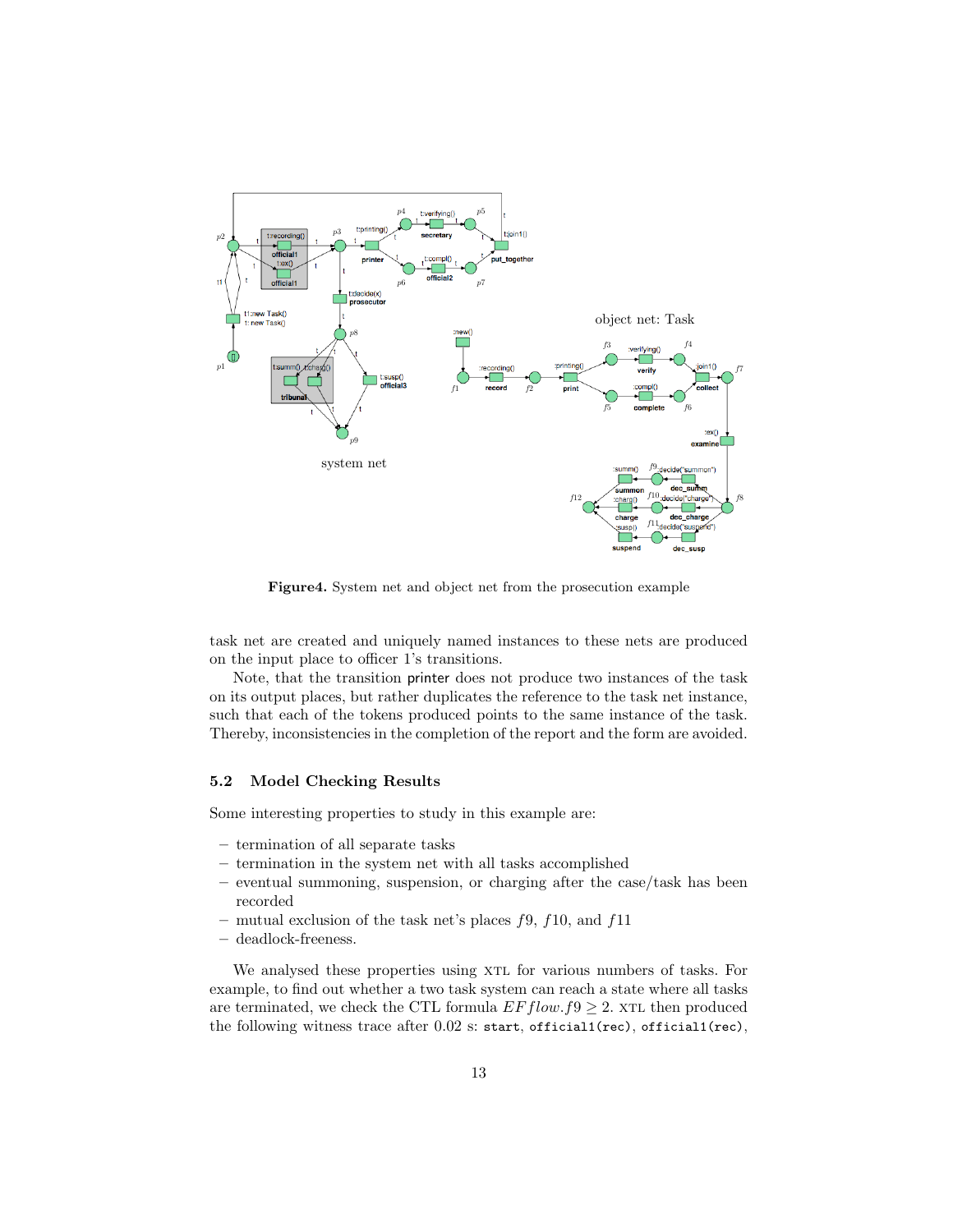**Figure4.** System net and object net from the prosecution example

task net are created and uniquely named instances to these nets are produced on the input place to officer 1's transitions.

Note, that the transition printer does not produce two instances of the task on its output places, but rather duplicates the reference to the task net instance, such that each of the tokens produced points to the same instance of the task. Thereby, inconsistencies in the completion of the report and the form are avoided.

### 5.2 Model Checking Results

Some interesting properties to study in this example are:

- termination of all separate tasks
- termination in the system net with all tasks accomplished
- eventual summoning, suspension, or charging after the case/task has been recorded
- mutual exclusion of the task net's places $f9$, $f10$, and $f11$
- deadlock-freeness.

We analysed these properties using XTL for various numbers of tasks. For example, to find out whether a two task system can reach a state where all tasks are terminated, we check the CTL formula $EF flow.f9 \geq 2$. XTL then produced the following witness trace after 0.02 s: `start`, `official1(rec)`, `official1(rec)`,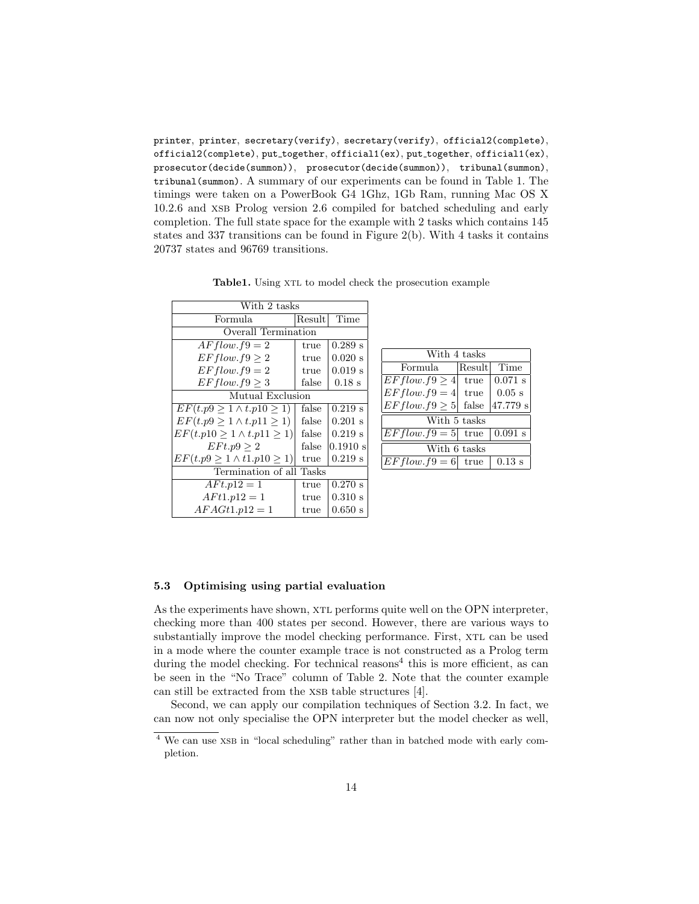`printer`, `printer`, `secretary(verify)`, `secretary(verify)`, `official2(complete)`, `official2(complete)`, `put_together`, `official1(ex)`, `put_together`, `official1(ex)`, `prosecutor(decide(summon))`, `prosecutor(decide(summon))`, `tribunal(summon)`, `tribunal(summon)`. A summary of our experiments can be found in Table 1. The timings were taken on a PowerBook G4 1Ghz, 1Gb Ram, running Mac OS X 10.2.6 and XSB Prolog version 2.6 compiled for batched scheduling and early completion. The full state space for the example with 2 tasks which contains 145 states and 337 transitions can be found in Figure 2(b). With 4 tasks it contains 20737 states and 96769 transitions.

**Table1.** Using XTL to model check the prosecution example

| With 2 tasks | | |
|---|---|---|
| Formula | Result | Time |
| **Overall Termination** | | |
| $AF flow.f9 = 2$ | true | 0.289 s |
| $EF flow.f9 \geq 2$ | true | 0.020 s |
| $EF flow.f9 = 2$ | true | 0.019 s |
| $EF flow.f9 \geq 3$ | false | 0.18 s |
| **Mutual Exclusion** | | |
| $EF(t.p9 \geq 1 \wedge t.p10 \geq 1)$ | false | 0.219 s |
| $EF(t.p9 \geq 1 \wedge t.p11 \geq 1)$ | false | 0.201 s |
| $EF(t.p10 \geq 1 \wedge t.p11 \geq 1)$ | false | 0.219 s |
| $EF t.p9 \geq 2$ | false | 0.1910 s |
| $EF(t.p9 \geq 1 \wedge t1.p10 \geq 1)$ | true | 0.219 s |
| **Termination of all Tasks** | | |
| $AF t.p12 = 1$ | true | 0.270 s |
| $AF t1.p12 = 1$ | true | 0.310 s |
| $AF AG t1.p12 = 1$ | true | 0.650 s |

| With 4 tasks | | |
|---|---|---|
| Formula | Result | Time |
| $EF flow.f9 \geq 4$ | true | 0.071 s |
| $EF flow.f9 = 4$ | true | 0.05 s |
| $EF flow.f9 \geq 5$ | false | 47.779 s |
| **With 5 tasks** | | |
| $EF flow.f9 = 5$ | true | 0.091 s |
| **With 6 tasks** | | |
| $EF flow.f9 = 6$ | true | 0.13 s |

### 5.3 Optimising using partial evaluation

As the experiments have shown, XTL performs quite well on the OPN interpreter, checking more than 400 states per second. However, there are various ways to substantially improve the model checking performance. First, XTL can be used in a mode where the counter example trace is not constructed as a Prolog term during the model checking. For technical reasons[4] this is more efficient, as can be seen in the "No Trace" column of Table 2. Note that the counter example can still be extracted from the XSB table structures [4].

Second, we can apply our compilation techniques of Section 3.2. In fact, we can now not only specialise the OPN interpreter but the model checker as well,

[4] We can use XSB in "local scheduling" rather than in batched mode with early completion.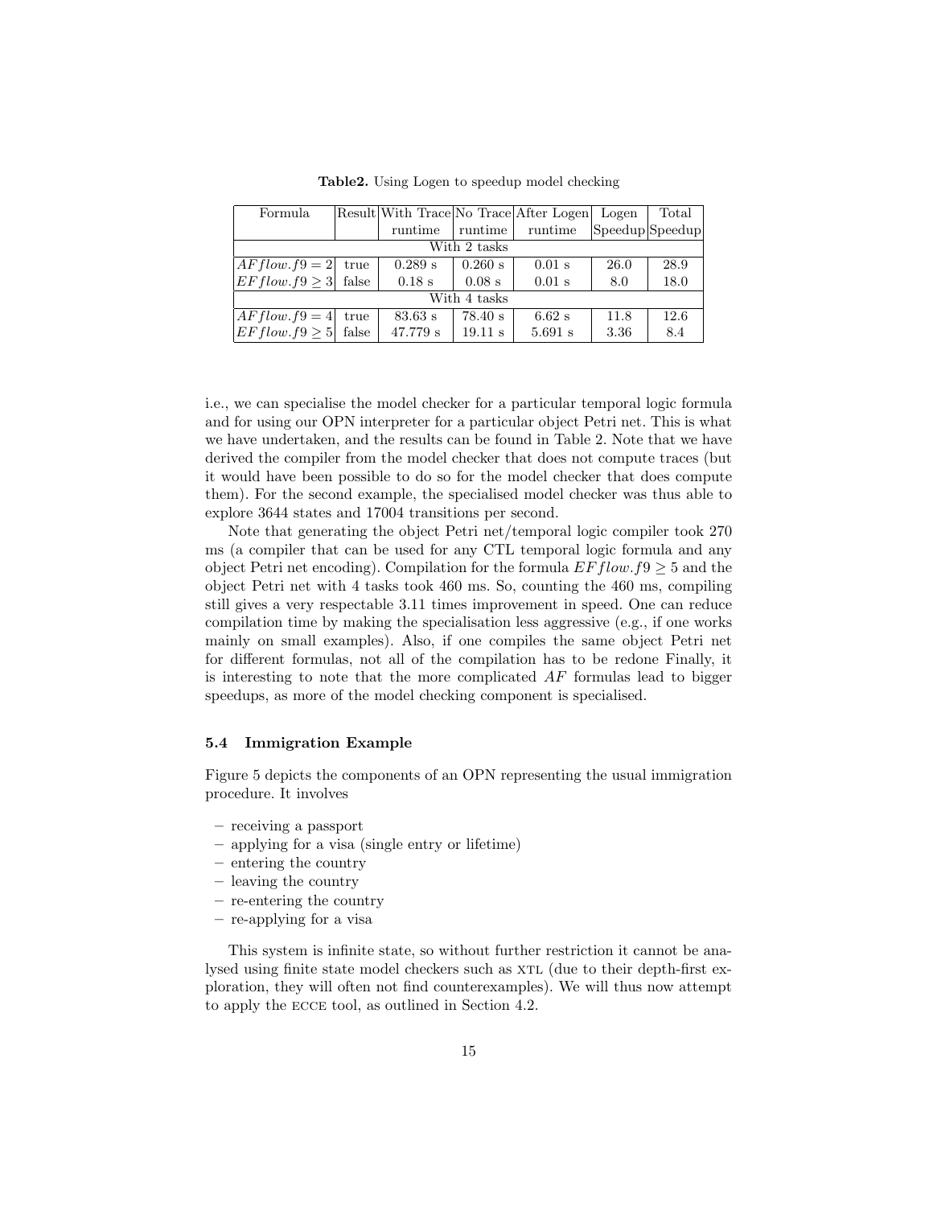**Table2.** Using Logen to speedup model checking

| Formula | Result | With Trace runtime | No Trace runtime | After Logen runtime | Logen Speedup | Total Speedup |
|---|---|---|---|---|---|---|
| With 2 tasks | | | | | | |
| $AF flow.f9 = 2$ | true | 0.289 s | 0.260 s | 0.01 s | 26.0 | 28.9 |
| $EF flow.f9 \geq 3$ | false | 0.18 s | 0.08 s | 0.01 s | 8.0 | 18.0 |
| With 4 tasks | | | | | | |
| $AF flow.f9 = 4$ | true | 83.63 s | 78.40 s | 6.62 s | 11.8 | 12.6 |
| $EF flow.f9 \geq 5$ | false | 47.779 s | 19.11 s | 5.691 s | 3.36 | 8.4 |

i.e., we can specialise the model checker for a particular temporal logic formula and for using our OPN interpreter for a particular object Petri net. This is what we have undertaken, and the results can be found in Table 2. Note that we have derived the compiler from the model checker that does not compute traces (but it would have been possible to do so for the model checker that does compute them). For the second example, the specialised model checker was thus able to explore 3644 states and 17004 transitions per second.

Note that generating the object Petri net/temporal logic compiler took 270 ms (a compiler that can be used for any CTL temporal logic formula and any object Petri net encoding). Compilation for the formula $EF flow.f9 \geq 5$ and the object Petri net with 4 tasks took 460 ms. So, counting the 460 ms, compiling still gives a very respectable 3.11 times improvement in speed. One can reduce compilation time by making the specialisation less aggressive (e.g., if one works mainly on small examples). Also, if one compiles the same object Petri net for different formulas, not all of the compilation has to be redone Finally, it is interesting to note that the more complicated $AF$ formulas lead to bigger speedups, as more of the model checking component is specialised.

### 5.4 Immigration Example

Figure 5 depicts the components of an OPN representing the usual immigration procedure. It involves

- receiving a passport
- applying for a visa (single entry or lifetime)
- entering the country
- leaving the country
- re-entering the country
- re-applying for a visa

This system is infinite state, so without further restriction it cannot be analysed using finite state model checkers such as XTL (due to their depth-first exploration, they will often not find counterexamples). We will thus now attempt to apply the ECCE tool, as outlined in Section 4.2.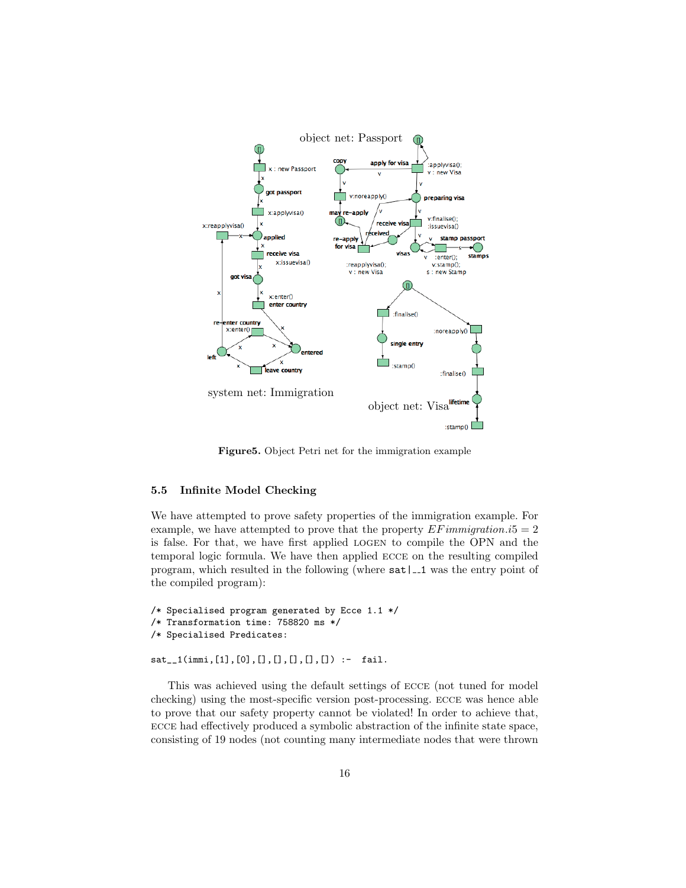**Figure5.** Object Petri net for the immigration example

### 5.5 Infinite Model Checking

We have attempted to prove safety properties of the immigration example. For example, we have attempted to prove that the property $EF immigration.i5 = 2$ is false. For that, we have first applied LOGEN to compile the OPN and the temporal logic formula. We have then applied ECCE on the resulting compiled program, which resulted in the following (where `sat|__1` was the entry point of the compiled program):

```
/* Specialised program generated by Ecce 1.1 */
/* Transformation time: 758820 ms */
/* Specialised Predicates:

sat__1(immi,[1],[0],[],[],[],[],[]) :-  fail.
```

This was achieved using the default settings of ECCE (not tuned for model checking) using the most-specific version post-processing. ECCE was hence able to prove that our safety property cannot be violated! In order to achieve that, ECCE had effectively produced a symbolic abstraction of the infinite state space, consisting of 19 nodes (not counting many intermediate nodes that were thrown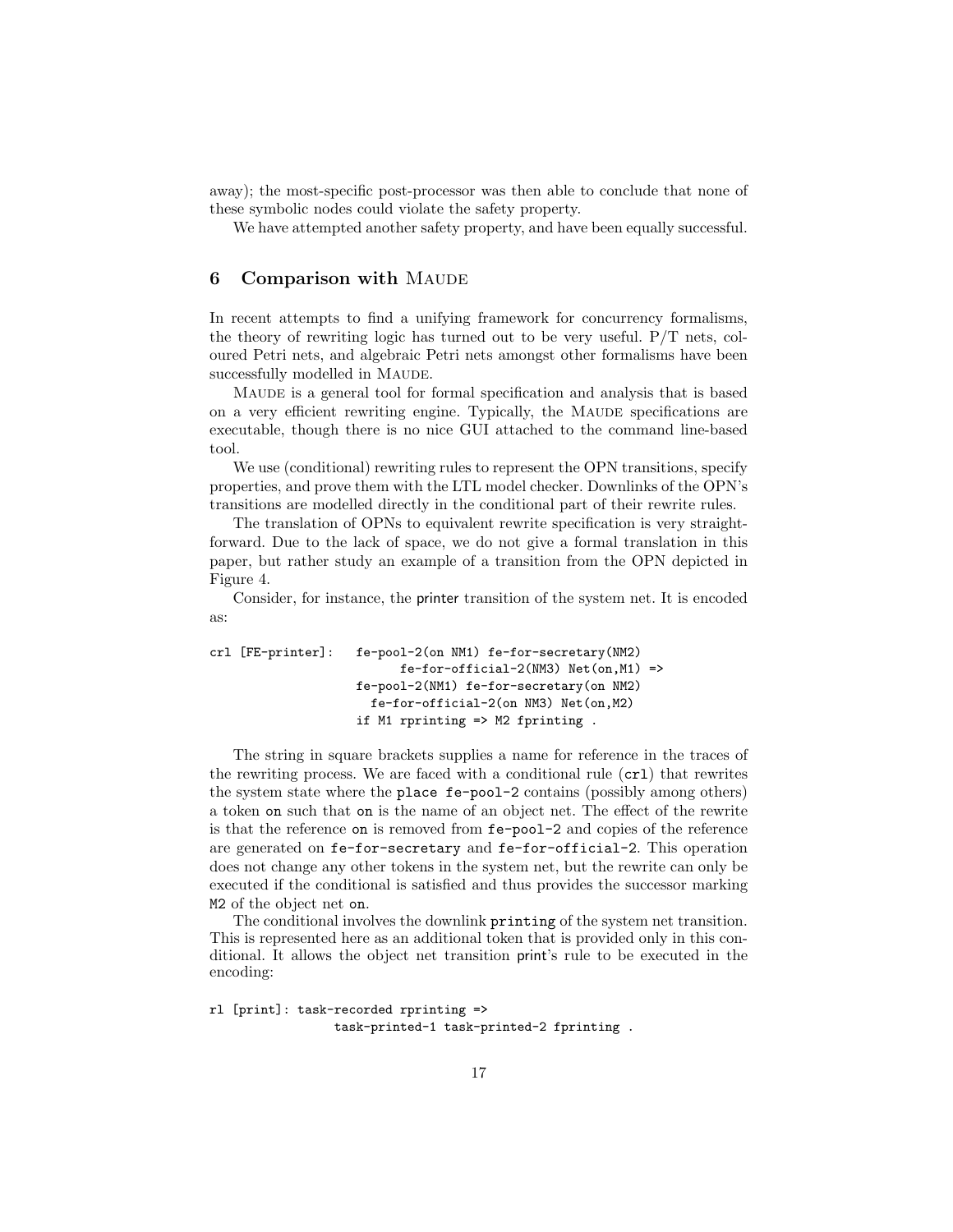away); the most-specific post-processor was then able to conclude that none of these symbolic nodes could violate the safety property.

We have attempted another safety property, and have been equally successful.

## 6 Comparison with Maude

In recent attempts to find a unifying framework for concurrency formalisms, the theory of rewriting logic has turned out to be very useful. P/T nets, coloured Petri nets, and algebraic Petri nets amongst other formalisms have been successfully modelled in Maude.

Maude is a general tool for formal specification and analysis that is based on a very efficient rewriting engine. Typically, the Maude specifications are executable, though there is no nice GUI attached to the command line-based tool.

We use (conditional) rewriting rules to represent the OPN transitions, specify properties, and prove them with the LTL model checker. Downlinks of the OPN's transitions are modelled directly in the conditional part of their rewrite rules.

The translation of OPNs to equivalent rewrite specification is very straightforward. Due to the lack of space, we do not give a formal translation in this paper, but rather study an example of a transition from the OPN depicted in Figure 4.

Consider, for instance, the printer transition of the system net. It is encoded as:

```
crl [FE-printer]:   fe-pool-2(on NM1) fe-for-secretary(NM2)
                          fe-for-official-2(NM3) Net(on,M1) =>
                    fe-pool-2(NM1) fe-for-secretary(on NM2)
                      fe-for-official-2(on NM3) Net(on,M2)
                    if M1 rprinting => M2 fprinting .
```

The string in square brackets supplies a name for reference in the traces of the rewriting process. We are faced with a conditional rule (`crl`) that rewrites the system state where the `place fe-pool-2` contains (possibly among others) a token `on` such that `on` is the name of an object net. The effect of the rewrite is that the reference `on` is removed from `fe-pool-2` and copies of the reference are generated on `fe-for-secretary` and `fe-for-official-2`. This operation does not change any other tokens in the system net, but the rewrite can only be executed if the conditional is satisfied and thus provides the successor marking `M2` of the object net `on`.

The conditional involves the downlink `printing` of the system net transition. This is represented here as an additional token that is provided only in this conditional. It allows the object net transition print's rule to be executed in the encoding:

```
rl [print]: task-recorded rprinting =>
                task-printed-1 task-printed-2 fprinting .
```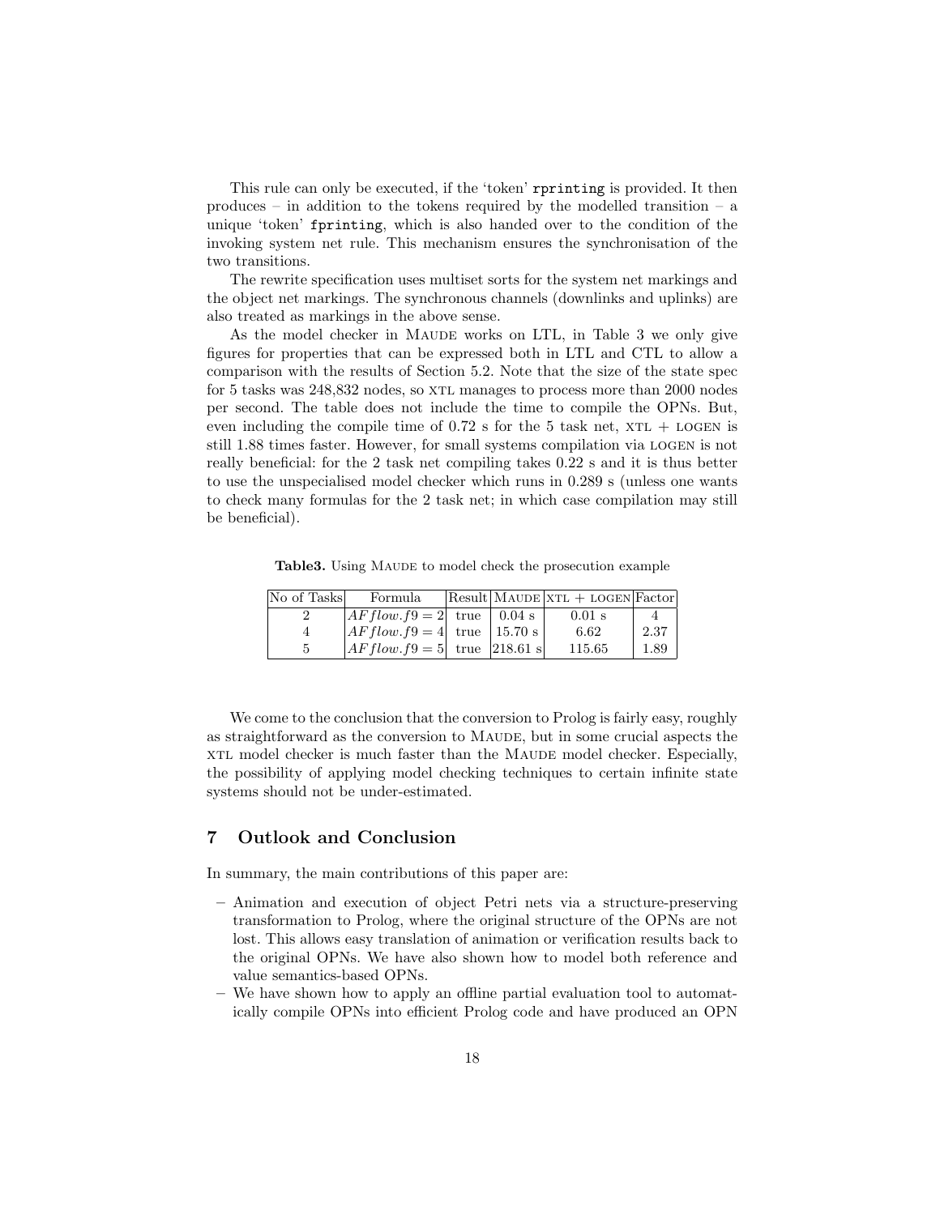This rule can only be executed, if the 'token' `rprinting` is provided. It then produces – in addition to the tokens required by the modelled transition – a unique 'token' `fprinting`, which is also handed over to the condition of the invoking system net rule. This mechanism ensures the synchronisation of the two transitions.

The rewrite specification uses multiset sorts for the system net markings and the object net markings. The synchronous channels (downlinks and uplinks) are also treated as markings in the above sense.

As the model checker in MAUDE works on LTL, in Table 3 we only give figures for properties that can be expressed both in LTL and CTL to allow a comparison with the results of Section 5.2. Note that the size of the state spec for 5 tasks was 248,832 nodes, so XTL manages to process more than 2000 nodes per second. The table does not include the time to compile the OPNs. But, even including the compile time of 0.72 s for the 5 task net, XTL + LOGEN is still 1.88 times faster. However, for small systems compilation via LOGEN is not really beneficial: for the 2 task net compiling takes 0.22 s and it is thus better to use the unspecialised model checker which runs in 0.289 s (unless one wants to check many formulas for the 2 task net; in which case compilation may still be beneficial).

**Table3.** Using MAUDE to model check the prosecution example

| No of Tasks | Formula | Result | MAUDE | XTL + LOGEN | Factor |
|---|---|---|---|---|---|
| 2 | $AF flow.f9 = 2$ | true | 0.04 s | 0.01 s | 4 |
| 4 | $AF flow.f9 = 4$ | true | 15.70 s | 6.62 | 2.37 |
| 5 | $AF flow.f9 = 5$ | true | 218.61 s | 115.65 | 1.89 |

We come to the conclusion that the conversion to Prolog is fairly easy, roughly as straightforward as the conversion to MAUDE, but in some crucial aspects the XTL model checker is much faster than the MAUDE model checker. Especially, the possibility of applying model checking techniques to certain infinite state systems should not be under-estimated.

## 7 Outlook and Conclusion

In summary, the main contributions of this paper are:

- Animation and execution of object Petri nets via a structure-preserving transformation to Prolog, where the original structure of the OPNs are not lost. This allows easy translation of animation or verification results back to the original OPNs. We have also shown how to model both reference and value semantics-based OPNs.
- We have shown how to apply an offline partial evaluation tool to automatically compile OPNs into efficient Prolog code and have produced an OPN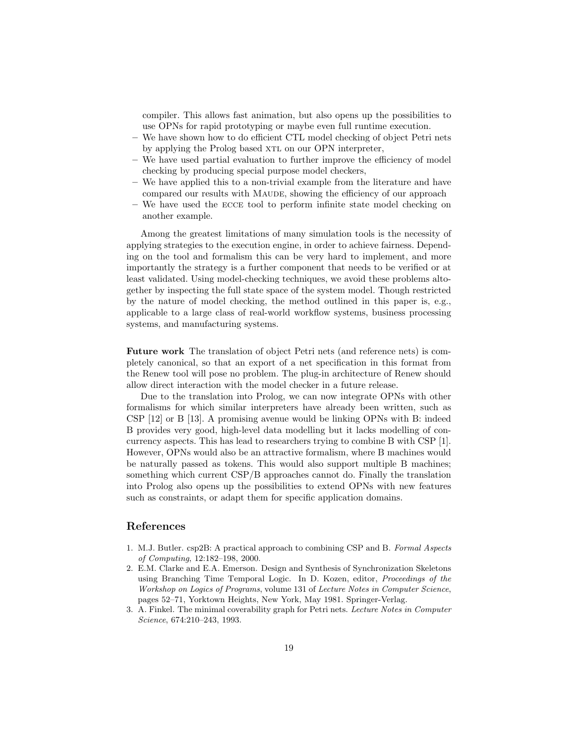compiler. This allows fast animation, but also opens up the possibilities to use OPNs for rapid prototyping or maybe even full runtime execution.

- We have shown how to do efficient CTL model checking of object Petri nets by applying the Prolog based XTL on our OPN interpreter,
- We have used partial evaluation to further improve the efficiency of model checking by producing special purpose model checkers,
- We have applied this to a non-trivial example from the literature and have compared our results with MAUDE, showing the efficiency of our approach
- We have used the ECCE tool to perform infinite state model checking on another example.

Among the greatest limitations of many simulation tools is the necessity of applying strategies to the execution engine, in order to achieve fairness. Depending on the tool and formalism this can be very hard to implement, and more importantly the strategy is a further component that needs to be verified or at least validated. Using model-checking techniques, we avoid these problems altogether by inspecting the full state space of the system model. Though restricted by the nature of model checking, the method outlined in this paper is, e.g., applicable to a large class of real-world workflow systems, business processing systems, and manufacturing systems.

**Future work** The translation of object Petri nets (and reference nets) is completely canonical, so that an export of a net specification in this format from the Renew tool will pose no problem. The plug-in architecture of Renew should allow direct interaction with the model checker in a future release.

Due to the translation into Prolog, we can now integrate OPNs with other formalisms for which similar interpreters have already been written, such as CSP [12] or B [13]. A promising avenue would be linking OPNs with B: indeed B provides very good, high-level data modelling but it lacks modelling of concurrency aspects. This has lead to researchers trying to combine B with CSP [1]. However, OPNs would also be an attractive formalism, where B machines would be naturally passed as tokens. This would also support multiple B machines; something which current CSP/B approaches cannot do. Finally the translation into Prolog also opens up the possibilities to extend OPNs with new features such as constraints, or adapt them for specific application domains.

## References

1. M.J. Butler. csp2B: A practical approach to combining CSP and B. *Formal Aspects of Computing*, 12:182–198, 2000.
2. E.M. Clarke and E.A. Emerson. Design and Synthesis of Synchronization Skeletons using Branching Time Temporal Logic. In D. Kozen, editor, *Proceedings of the Workshop on Logics of Programs*, volume 131 of *Lecture Notes in Computer Science*, pages 52–71, Yorktown Heights, New York, May 1981. Springer-Verlag.
3. A. Finkel. The minimal coverability graph for Petri nets. *Lecture Notes in Computer Science*, 674:210–243, 1993.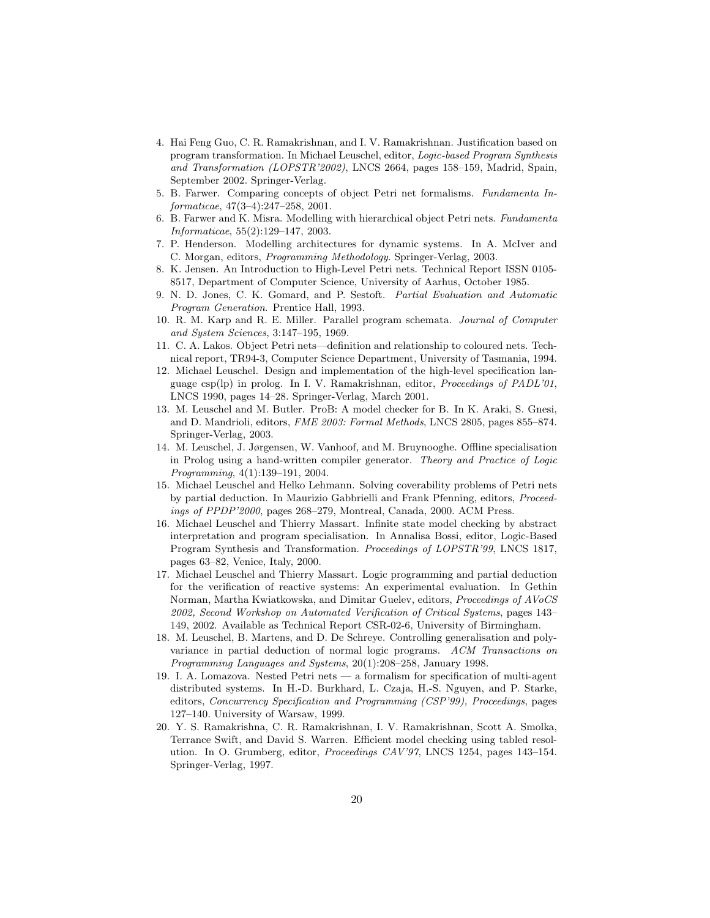4. Hai Feng Guo, C. R. Ramakrishnan, and I. V. Ramakrishnan. Justification based on program transformation. In Michael Leuschel, editor, *Logic-based Program Synthesis and Transformation (LOPSTR'2002)*, LNCS 2664, pages 158–159, Madrid, Spain, September 2002. Springer-Verlag.
5. B. Farwer. Comparing concepts of object Petri net formalisms. *Fundamenta Informaticae*, 47(3–4):247–258, 2001.
6. B. Farwer and K. Misra. Modelling with hierarchical object Petri nets. *Fundamenta Informaticae*, 55(2):129–147, 2003.
7. P. Henderson. Modelling architectures for dynamic systems. In A. McIver and C. Morgan, editors, *Programming Methodology*. Springer-Verlag, 2003.
8. K. Jensen. An Introduction to High-Level Petri nets. Technical Report ISSN 0105-8517, Department of Computer Science, University of Aarhus, October 1985.
9. N. D. Jones, C. K. Gomard, and P. Sestoft. *Partial Evaluation and Automatic Program Generation*. Prentice Hall, 1993.
10. R. M. Karp and R. E. Miller. Parallel program schemata. *Journal of Computer and System Sciences*, 3:147–195, 1969.
11. C. A. Lakos. Object Petri nets—definition and relationship to coloured nets. Technical report, TR94-3, Computer Science Department, University of Tasmania, 1994.
12. Michael Leuschel. Design and implementation of the high-level specification language csp(lp) in prolog. In I. V. Ramakrishnan, editor, *Proceedings of PADL'01*, LNCS 1990, pages 14–28. Springer-Verlag, March 2001.
13. M. Leuschel and M. Butler. ProB: A model checker for B. In K. Araki, S. Gnesi, and D. Mandrioli, editors, *FME 2003: Formal Methods*, LNCS 2805, pages 855–874. Springer-Verlag, 2003.
14. M. Leuschel, J. Jørgensen, W. Vanhoof, and M. Bruynooghe. Offline specialisation in Prolog using a hand-written compiler generator. *Theory and Practice of Logic Programming*, 4(1):139–191, 2004.
15. Michael Leuschel and Helko Lehmann. Solving coverability problems of Petri nets by partial deduction. In Maurizio Gabbrielli and Frank Pfenning, editors, *Proceedings of PPDP'2000*, pages 268–279, Montreal, Canada, 2000. ACM Press.
16. Michael Leuschel and Thierry Massart. Infinite state model checking by abstract interpretation and program specialisation. In Annalisa Bossi, editor, Logic-Based Program Synthesis and Transformation. *Proceedings of LOPSTR'99*, LNCS 1817, pages 63–82, Venice, Italy, 2000.
17. Michael Leuschel and Thierry Massart. Logic programming and partial deduction for the verification of reactive systems: An experimental evaluation. In Gethin Norman, Martha Kwiatkowska, and Dimitar Guelev, editors, *Proceedings of AVoCS 2002, Second Workshop on Automated Verification of Critical Systems*, pages 143–149, 2002. Available as Technical Report CSR-02-6, University of Birmingham.
18. M. Leuschel, B. Martens, and D. De Schreye. Controlling generalisation and polyvariance in partial deduction of normal logic programs. *ACM Transactions on Programming Languages and Systems*, 20(1):208–258, January 1998.
19. I. A. Lomazova. Nested Petri nets — a formalism for specification of multi-agent distributed systems. In H.-D. Burkhard, L. Czaja, H.-S. Nguyen, and P. Starke, editors, *Concurrency Specification and Programming (CSP'99), Proceedings*, pages 127–140. University of Warsaw, 1999.
20. Y. S. Ramakrishna, C. R. Ramakrishnan, I. V. Ramakrishnan, Scott A. Smolka, Terrance Swift, and David S. Warren. Efficient model checking using tabled resolution. In O. Grumberg, editor, *Proceedings CAV'97*, LNCS 1254, pages 143–154. Springer-Verlag, 1997.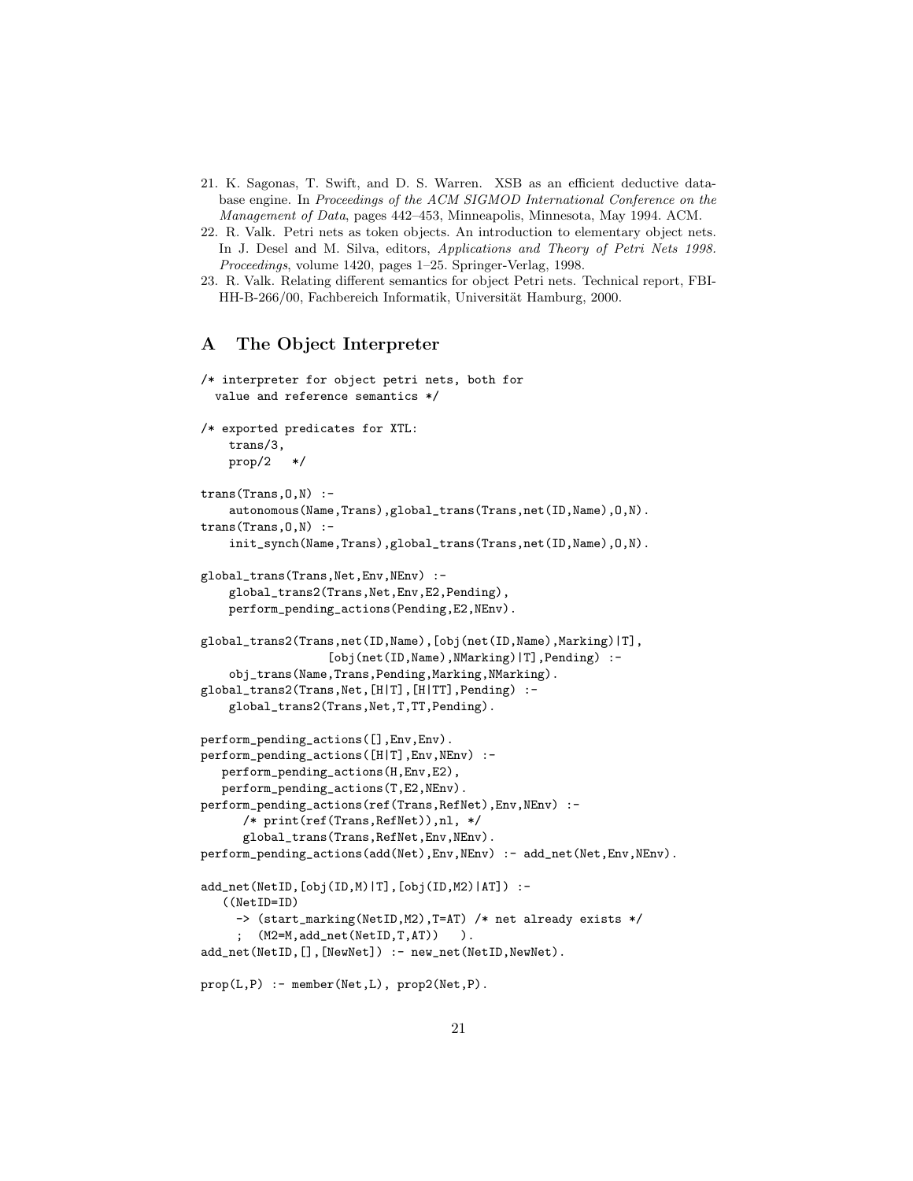21. K. Sagonas, T. Swift, and D. S. Warren. XSB as an efficient deductive database engine. In *Proceedings of the ACM SIGMOD International Conference on the Management of Data*, pages 442–453, Minneapolis, Minnesota, May 1994. ACM.
22. R. Valk. Petri nets as token objects. An introduction to elementary object nets. In J. Desel and M. Silva, editors, *Applications and Theory of Petri Nets 1998. Proceedings*, volume 1420, pages 1–25. Springer-Verlag, 1998.
23. R. Valk. Relating different semantics for object Petri nets. Technical report, FBI-HH-B-266/00, Fachbereich Informatik, Universität Hamburg, 2000.

## A The Object Interpreter

```
/* interpreter for object petri nets, both for
  value and reference semantics */

/* exported predicates for XTL:
    trans/3,
    prop/2   */

trans(Trans,O,N) :-
    autonomous(Name,Trans),global_trans(Trans,net(ID,Name),O,N).
trans(Trans,O,N) :-
    init_synch(Name,Trans),global_trans(Trans,net(ID,Name),O,N).

global_trans(Trans,Net,Env,NEnv) :-
    global_trans2(Trans,Net,Env,E2,Pending),
    perform_pending_actions(Pending,E2,NEnv).

global_trans2(Trans,net(ID,Name),[obj(net(ID,Name),Marking)|T],
                 [obj(net(ID,Name),NMarking)|T],Pending) :-
    obj_trans(Name,Trans,Pending,Marking,NMarking).
global_trans2(Trans,Net,[H|T],[H|TT],Pending) :-
    global_trans2(Trans,Net,T,TT,Pending).

perform_pending_actions([],Env,Env).
perform_pending_actions([H|T],Env,NEnv) :-
   perform_pending_actions(H,Env,E2),
   perform_pending_actions(T,E2,NEnv).
perform_pending_actions(ref(Trans,RefNet),Env,NEnv) :-
      /* print(ref(Trans,RefNet)),nl, */
      global_trans(Trans,RefNet,Env,NEnv).
perform_pending_actions(add(Net),Env,NEnv) :- add_net(Net,Env,NEnv).

add_net(NetID,[obj(ID,M)|T],[obj(ID,M2)|AT]) :-
   ((NetID=ID)
     -> (start_marking(NetID,M2),T=AT) /* net already exists */
     ;  (M2=M,add_net(NetID,T,AT))   ).
add_net(NetID,[],[NewNet]) :- new_net(NetID,NewNet).

prop(L,P) :- member(Net,L), prop2(Net,P).
```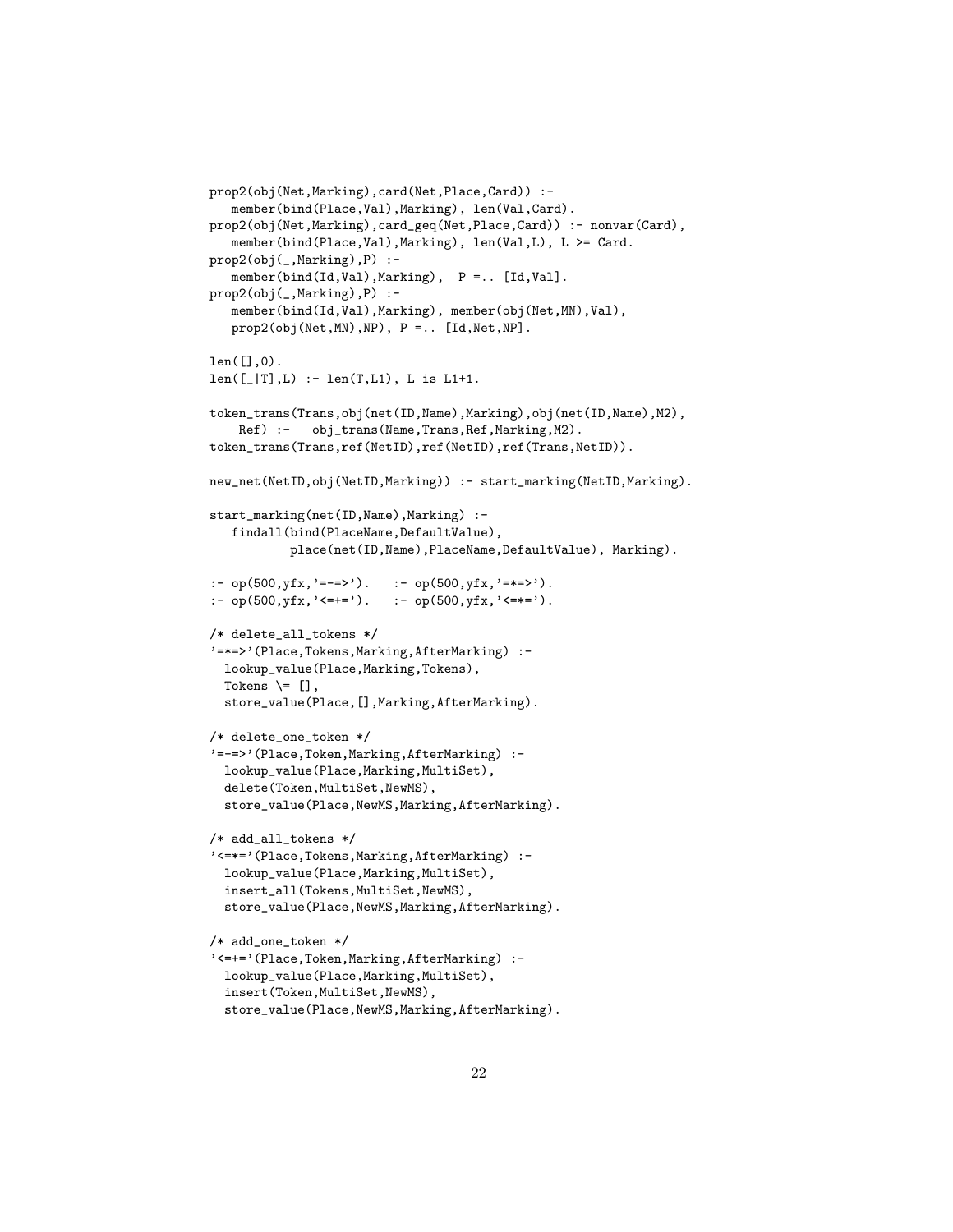```
prop2(obj(Net,Marking),card(Net,Place,Card)) :-
   member(bind(Place,Val),Marking), len(Val,Card).
prop2(obj(Net,Marking),card_geq(Net,Place,Card)) :- nonvar(Card),
   member(bind(Place,Val),Marking), len(Val,L), L >= Card.
prop2(obj(_,Marking),P) :-
   member(bind(Id,Val),Marking),  P =.. [Id,Val].
prop2(obj(_,Marking),P) :-
   member(bind(Id,Val),Marking), member(obj(Net,MN),Val),
   prop2(obj(Net,MN),NP), P =.. [Id,Net,NP].

len([],0).
len([_|T],L) :- len(T,L1), L is L1+1.

token_trans(Trans,obj(net(ID,Name),Marking),obj(net(ID,Name),M2),
    Ref) :-   obj_trans(Name,Trans,Ref,Marking,M2).
token_trans(Trans,ref(NetID),ref(NetID),ref(Trans,NetID)).

new_net(NetID,obj(NetID,Marking)) :- start_marking(NetID,Marking).

start_marking(net(ID,Name),Marking) :-
   findall(bind(PlaceName,DefaultValue),
           place(net(ID,Name),PlaceName,DefaultValue), Marking).

:- op(500,yfx,'=-=>').    :- op(500,yfx,'=*=>').
:- op(500,yfx,'<=+=').    :- op(500,yfx,'<=*=').

/* delete_all_tokens */
'=*=>'(Place,Tokens,Marking,AfterMarking) :-
  lookup_value(Place,Marking,Tokens),
  Tokens \= [],
  store_value(Place,[],Marking,AfterMarking).

/* delete_one_token */
'=-=>'(Place,Token,Marking,AfterMarking) :-
  lookup_value(Place,Marking,MultiSet),
  delete(Token,MultiSet,NewMS),
  store_value(Place,NewMS,Marking,AfterMarking).

/* add_all_tokens */
'<=*='(Place,Tokens,Marking,AfterMarking) :-
  lookup_value(Place,Marking,MultiSet),
  insert_all(Tokens,MultiSet,NewMS),
  store_value(Place,NewMS,Marking,AfterMarking).

/* add_one_token */
'<=+='(Place,Token,Marking,AfterMarking) :-
  lookup_value(Place,Marking,MultiSet),
  insert(Token,MultiSet,NewMS),
  store_value(Place,NewMS,Marking,AfterMarking).
```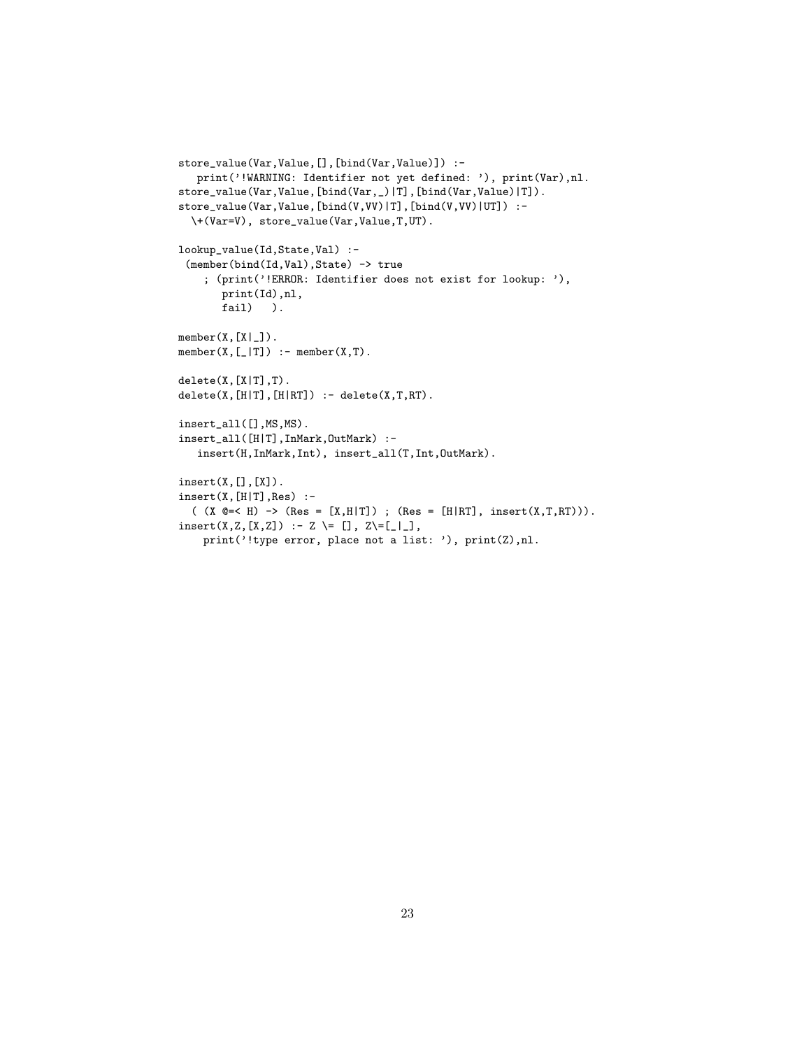```
store_value(Var,Value,[],[bind(Var,Value)]) :-
   print('!WARNING: Identifier not yet defined: '), print(Var),nl.
store_value(Var,Value,[bind(Var,_)|T],[bind(Var,Value)|T]).
store_value(Var,Value,[bind(V,VV)|T],[bind(V,VV)|UT]) :-
  \+(Var=V), store_value(Var,Value,T,UT).

lookup_value(Id,State,Val) :-
 (member(bind(Id,Val),State) -> true
    ; (print('!ERROR: Identifier does not exist for lookup: '),
       print(Id),nl,
       fail)   ).

member(X,[X|_]).
member(X,[_|T]) :- member(X,T).

delete(X,[X|T],T).
delete(X,[H|T],[H|RT]) :- delete(X,T,RT).

insert_all([],MS,MS).
insert_all([H|T],InMark,OutMark) :-
   insert(H,InMark,Int), insert_all(T,Int,OutMark).

insert(X,[],[X]).
insert(X,[H|T],Res) :-
  ( (X @=< H) -> (Res = [X,H|T]) ; (Res = [H|RT], insert(X,T,RT))).
insert(X,Z,[X,Z]) :- Z \= [], Z\=[_|_],
    print('!type error, place not a list: '), print(Z),nl.
```